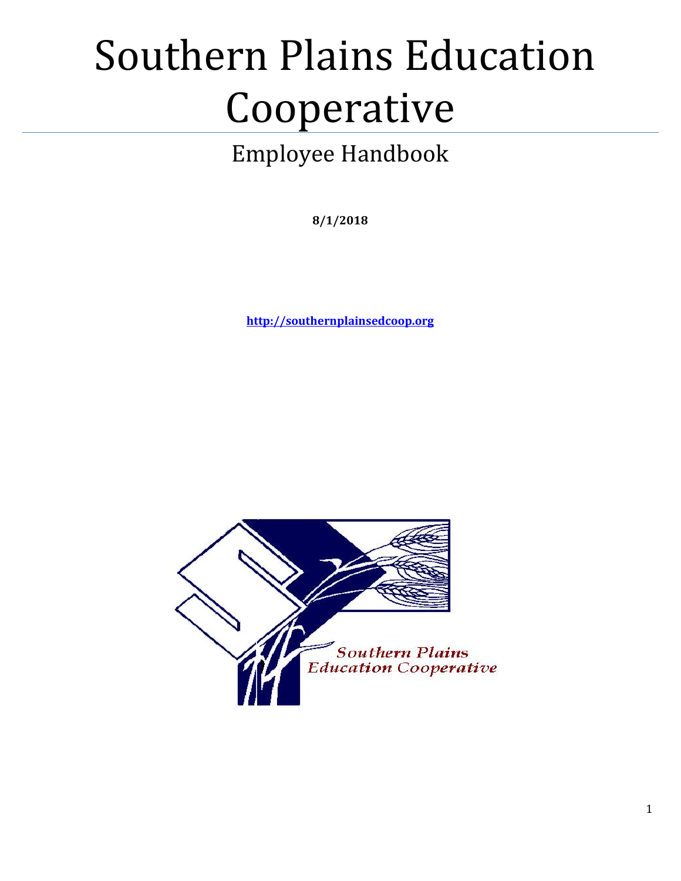# Southern Plains Education Cooperative

## Employee Handbook

**8/1/2018**

**http://southernplainsedcoop.org**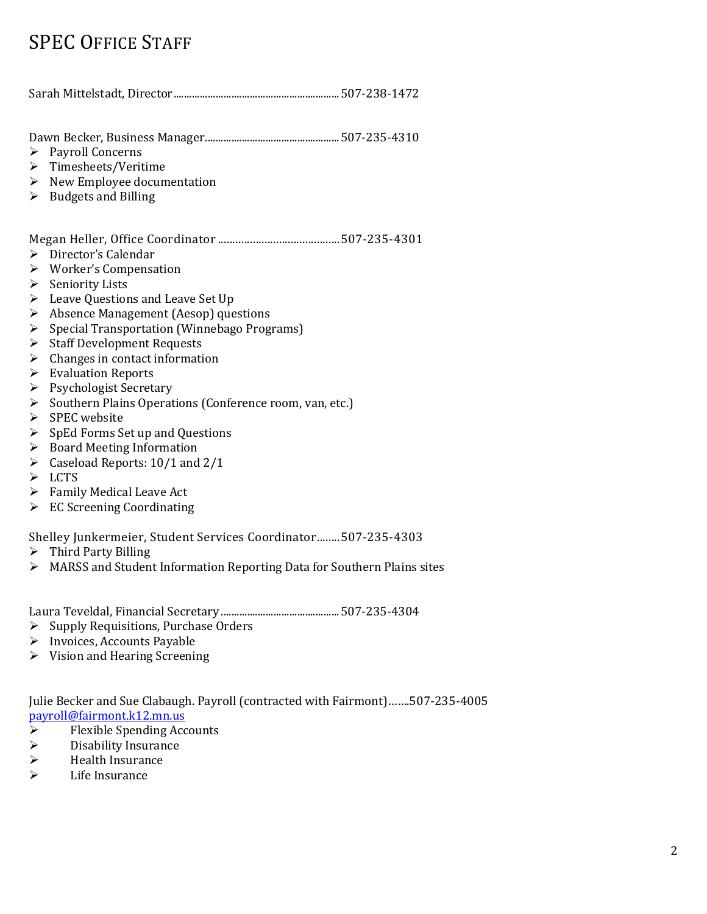# SPEC Office Staff

Sarah Mittelstadt, Director.............................................................. 507-238-1472

Dawn Becker, Business Manager.................................................. 507-235-4310

- Payroll Concerns
- Timesheets/Veritime
- New Employee documentation
- Budgets and Billing

Megan Heller, Office Coordinator .........................................507-235-4301

- Director's Calendar
- Worker's Compensation
- Seniority Lists
- Leave Questions and Leave Set Up
- Absence Management (Aesop) questions
- Special Transportation (Winnebago Programs)
- Staff Development Requests
- Changes in contact information
- Evaluation Reports
- Psychologist Secretary
- Southern Plains Operations (Conference room, van, etc.)
- SPEC website
- SpEd Forms Set up and Questions
- Board Meeting Information
- Caseload Reports: 10/1 and 2/1
- LCTS
- Family Medical Leave Act
- EC Screening Coordinating

Shelley Junkermeier, Student Services Coordinator........507-235-4303

- Third Party Billing
- MARSS and Student Information Reporting Data for Southern Plains sites

Laura Teveldal, Financial Secretary............................................ 507-235-4304

- Supply Requisitions, Purchase Orders
- Invoices, Accounts Payable
- Vision and Hearing Screening

Julie Becker and Sue Clabaugh. Payroll (contracted with Fairmont)…….507-235-4005
payroll@fairmont.k12.mn.us

- Flexible Spending Accounts
- Disability Insurance
- Health Insurance
- Life Insurance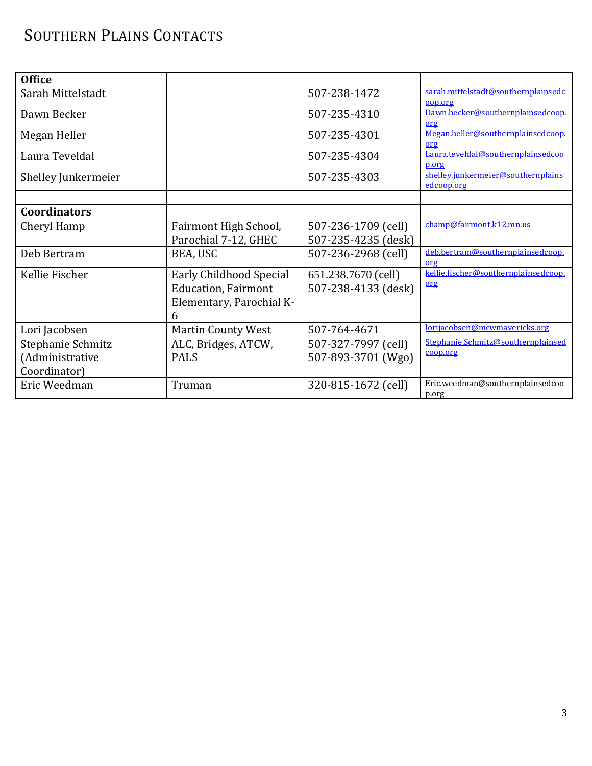# SOUTHERN PLAINS CONTACTS

| **Office** | | | |
|---|---|---|---|
| Sarah Mittelstadt | | 507-238-1472 | sarah.mittelstadt@southernplainsedcoop.org |
| Dawn Becker | | 507-235-4310 | Dawn.becker@southernplainsedcoop.org |
| Megan Heller | | 507-235-4301 | Megan.heller@southernplainsedcoop.org |
| Laura Teveldal | | 507-235-4304 | Laura.teveldal@southernplainsedcoop.org |
| Shelley Junkermeier | | 507-235-4303 | shelley.junkermeier@southernplainsedcoop.org |
| | | | |
| **Coordinators** | | | |
| Cheryl Hamp | Fairmont High School, Parochial 7-12, GHEC | 507-236-1709 (cell)<br>507-235-4235 (desk) | champ@fairmont.k12.mn.us |
| Deb Bertram | BEA, USC | 507-236-2968 (cell) | deb.bertram@southernplainsedcoop.org |
| Kellie Fischer | Early Childhood Special Education, Fairmont Elementary, Parochial K-6 | 651.238.7670 (cell)<br>507-238-4133 (desk) | kellie.fischer@southernplainsedcoop.org |
| Lori Jacobsen | Martin County West | 507-764-4671 | lorijacobsen@mcwmavericks.org |
| Stephanie Schmitz (Administrative Coordinator) | ALC, Bridges, ATCW, PALS | 507-327-7997 (cell)<br>507-893-3701 (Wgo) | Stephanie.Schmitz@southernplainsedcoop.org |
| Eric Weedman | Truman | 320-815-1672 (cell) | Eric.weedman@southernplainsedcoop.org |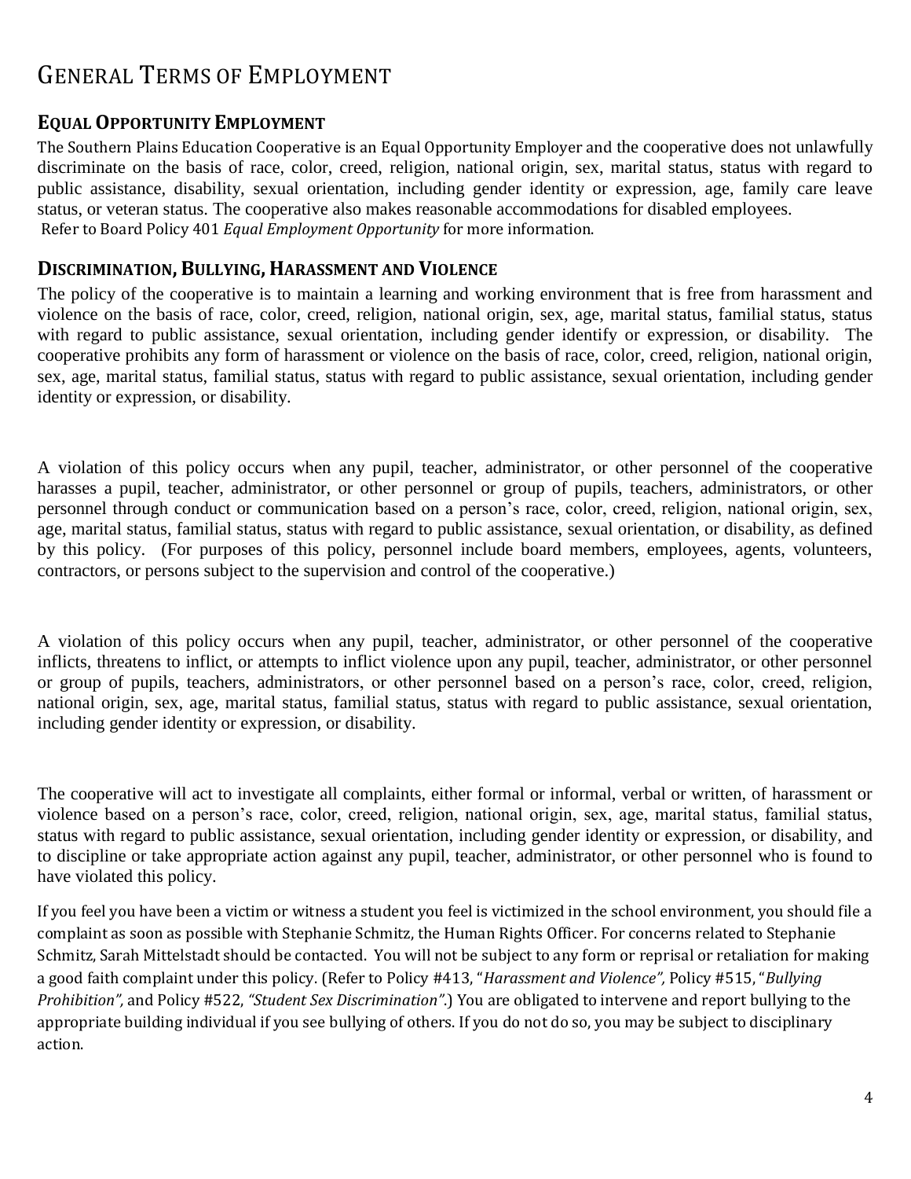# General Terms of Employment

## Equal Opportunity Employment

The Southern Plains Education Cooperative is an Equal Opportunity Employer and the cooperative does not unlawfully discriminate on the basis of race, color, creed, religion, national origin, sex, marital status, status with regard to public assistance, disability, sexual orientation, including gender identity or expression, age, family care leave status, or veteran status. The cooperative also makes reasonable accommodations for disabled employees.
Refer to Board Policy 401 *Equal Employment Opportunity* for more information.

## Discrimination, Bullying, Harassment and Violence

The policy of the cooperative is to maintain a learning and working environment that is free from harassment and violence on the basis of race, color, creed, religion, national origin, sex, age, marital status, familial status, status with regard to public assistance, sexual orientation, including gender identify or expression, or disability. The cooperative prohibits any form of harassment or violence on the basis of race, color, creed, religion, national origin, sex, age, marital status, familial status, status with regard to public assistance, sexual orientation, including gender identity or expression, or disability.

A violation of this policy occurs when any pupil, teacher, administrator, or other personnel of the cooperative harasses a pupil, teacher, administrator, or other personnel or group of pupils, teachers, administrators, or other personnel through conduct or communication based on a person's race, color, creed, religion, national origin, sex, age, marital status, familial status, status with regard to public assistance, sexual orientation, or disability, as defined by this policy. (For purposes of this policy, personnel include board members, employees, agents, volunteers, contractors, or persons subject to the supervision and control of the cooperative.)

A violation of this policy occurs when any pupil, teacher, administrator, or other personnel of the cooperative inflicts, threatens to inflict, or attempts to inflict violence upon any pupil, teacher, administrator, or other personnel or group of pupils, teachers, administrators, or other personnel based on a person's race, color, creed, religion, national origin, sex, age, marital status, familial status, status with regard to public assistance, sexual orientation, including gender identity or expression, or disability.

The cooperative will act to investigate all complaints, either formal or informal, verbal or written, of harassment or violence based on a person's race, color, creed, religion, national origin, sex, age, marital status, familial status, status with regard to public assistance, sexual orientation, including gender identity or expression, or disability, and to discipline or take appropriate action against any pupil, teacher, administrator, or other personnel who is found to have violated this policy.

If you feel you have been a victim or witness a student you feel is victimized in the school environment, you should file a complaint as soon as possible with Stephanie Schmitz, the Human Rights Officer. For concerns related to Stephanie Schmitz, Sarah Mittelstadt should be contacted. You will not be subject to any form or reprisal or retaliation for making a good faith complaint under this policy. (Refer to Policy #413, "*Harassment and Violence",* Policy #515, "*Bullying Prohibition",* and Policy #522, *"Student Sex Discrimination"*.) You are obligated to intervene and report bullying to the appropriate building individual if you see bullying of others. If you do not do so, you may be subject to disciplinary action.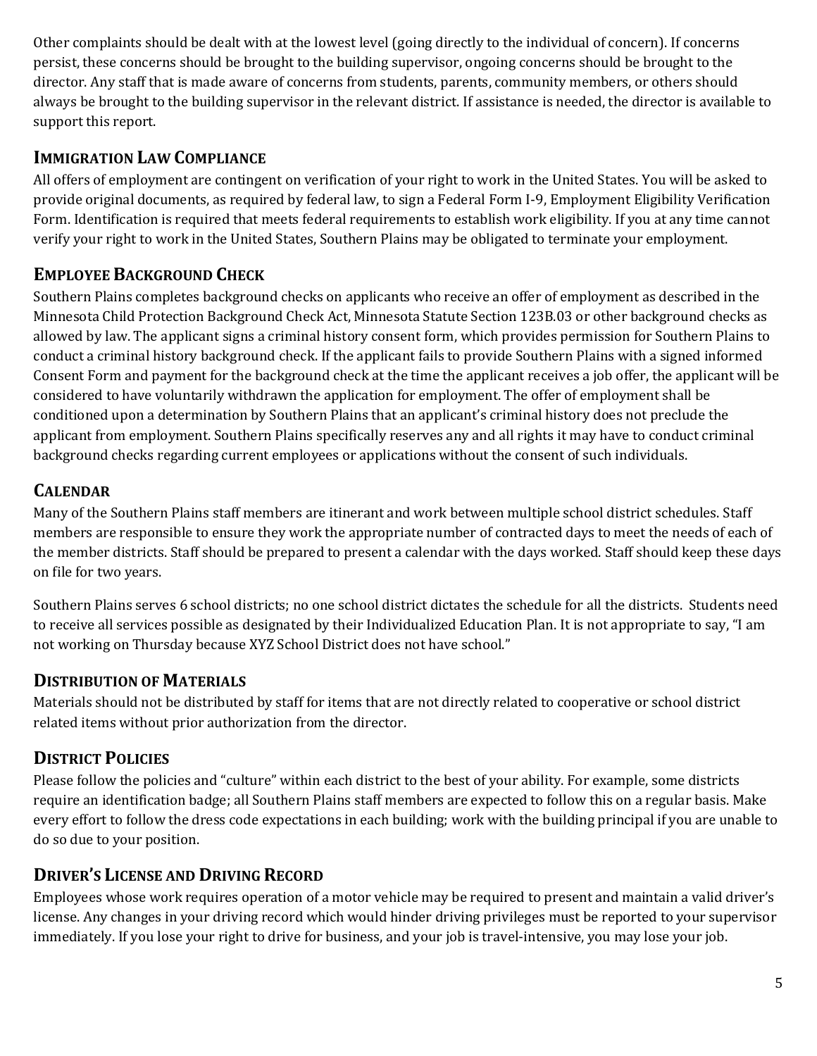Other complaints should be dealt with at the lowest level (going directly to the individual of concern). If concerns persist, these concerns should be brought to the building supervisor, ongoing concerns should be brought to the director. Any staff that is made aware of concerns from students, parents, community members, or others should always be brought to the building supervisor in the relevant district. If assistance is needed, the director is available to support this report.

## IMMIGRATION LAW COMPLIANCE

All offers of employment are contingent on verification of your right to work in the United States. You will be asked to provide original documents, as required by federal law, to sign a Federal Form I-9, Employment Eligibility Verification Form. Identification is required that meets federal requirements to establish work eligibility. If you at any time cannot verify your right to work in the United States, Southern Plains may be obligated to terminate your employment.

## EMPLOYEE BACKGROUND CHECK

Southern Plains completes background checks on applicants who receive an offer of employment as described in the Minnesota Child Protection Background Check Act, Minnesota Statute Section 123B.03 or other background checks as allowed by law. The applicant signs a criminal history consent form, which provides permission for Southern Plains to conduct a criminal history background check. If the applicant fails to provide Southern Plains with a signed informed Consent Form and payment for the background check at the time the applicant receives a job offer, the applicant will be considered to have voluntarily withdrawn the application for employment. The offer of employment shall be conditioned upon a determination by Southern Plains that an applicant's criminal history does not preclude the applicant from employment. Southern Plains specifically reserves any and all rights it may have to conduct criminal background checks regarding current employees or applications without the consent of such individuals.

## CALENDAR

Many of the Southern Plains staff members are itinerant and work between multiple school district schedules. Staff members are responsible to ensure they work the appropriate number of contracted days to meet the needs of each of the member districts. Staff should be prepared to present a calendar with the days worked. Staff should keep these days on file for two years.

Southern Plains serves 6 school districts; no one school district dictates the schedule for all the districts. Students need to receive all services possible as designated by their Individualized Education Plan. It is not appropriate to say, "I am not working on Thursday because XYZ School District does not have school."

## DISTRIBUTION OF MATERIALS

Materials should not be distributed by staff for items that are not directly related to cooperative or school district related items without prior authorization from the director.

## DISTRICT POLICIES

Please follow the policies and "culture" within each district to the best of your ability. For example, some districts require an identification badge; all Southern Plains staff members are expected to follow this on a regular basis. Make every effort to follow the dress code expectations in each building; work with the building principal if you are unable to do so due to your position.

## DRIVER'S LICENSE AND DRIVING RECORD

Employees whose work requires operation of a motor vehicle may be required to present and maintain a valid driver's license. Any changes in your driving record which would hinder driving privileges must be reported to your supervisor immediately. If you lose your right to drive for business, and your job is travel-intensive, you may lose your job.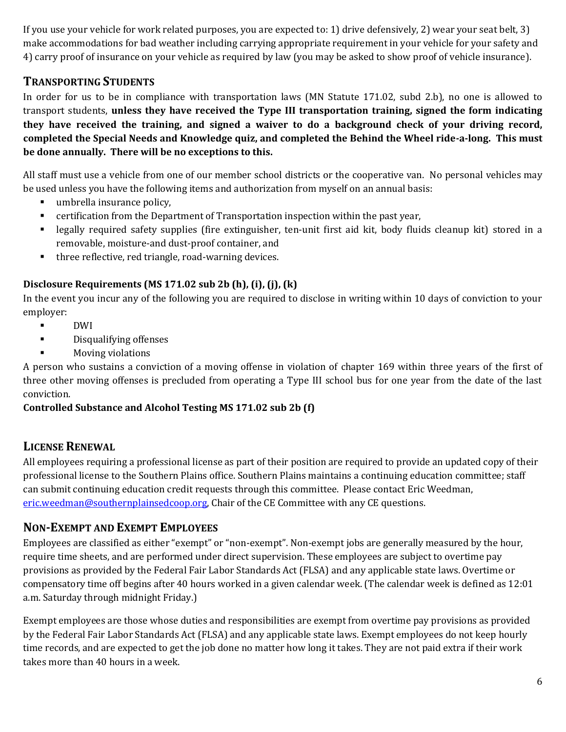If you use your vehicle for work related purposes, you are expected to: 1) drive defensively, 2) wear your seat belt, 3) make accommodations for bad weather including carrying appropriate requirement in your vehicle for your safety and 4) carry proof of insurance on your vehicle as required by law (you may be asked to show proof of vehicle insurance).

## TRANSPORTING STUDENTS

In order for us to be in compliance with transportation laws (MN Statute 171.02, subd 2.b), no one is allowed to transport students, **unless they have received the Type III transportation training, signed the form indicating they have received the training, and signed a waiver to do a background check of your driving record, completed the Special Needs and Knowledge quiz, and completed the Behind the Wheel ride-a-long. This must be done annually. There will be no exceptions to this.**

All staff must use a vehicle from one of our member school districts or the cooperative van. No personal vehicles may be used unless you have the following items and authorization from myself on an annual basis:

- umbrella insurance policy,
- certification from the Department of Transportation inspection within the past year,
- legally required safety supplies (fire extinguisher, ten-unit first aid kit, body fluids cleanup kit) stored in a removable, moisture-and dust-proof container, and
- three reflective, red triangle, road-warning devices.

**Disclosure Requirements (MS 171.02 sub 2b (h), (i), (j), (k)**

In the event you incur any of the following you are required to disclose in writing within 10 days of conviction to your employer:

- DWI
- Disqualifying offenses
- Moving violations

A person who sustains a conviction of a moving offense in violation of chapter 169 within three years of the first of three other moving offenses is precluded from operating a Type III school bus for one year from the date of the last conviction.

**Controlled Substance and Alcohol Testing MS 171.02 sub 2b (f)**

## LICENSE RENEWAL

All employees requiring a professional license as part of their position are required to provide an updated copy of their professional license to the Southern Plains office. Southern Plains maintains a continuing education committee; staff can submit continuing education credit requests through this committee. Please contact Eric Weedman, eric.weedman@southernplainsedcoop.org, Chair of the CE Committee with any CE questions.

## NON-EXEMPT AND EXEMPT EMPLOYEES

Employees are classified as either "exempt" or "non-exempt". Non-exempt jobs are generally measured by the hour, require time sheets, and are performed under direct supervision. These employees are subject to overtime pay provisions as provided by the Federal Fair Labor Standards Act (FLSA) and any applicable state laws. Overtime or compensatory time off begins after 40 hours worked in a given calendar week. (The calendar week is defined as 12:01 a.m. Saturday through midnight Friday.)

Exempt employees are those whose duties and responsibilities are exempt from overtime pay provisions as provided by the Federal Fair Labor Standards Act (FLSA) and any applicable state laws. Exempt employees do not keep hourly time records, and are expected to get the job done no matter how long it takes. They are not paid extra if their work takes more than 40 hours in a week.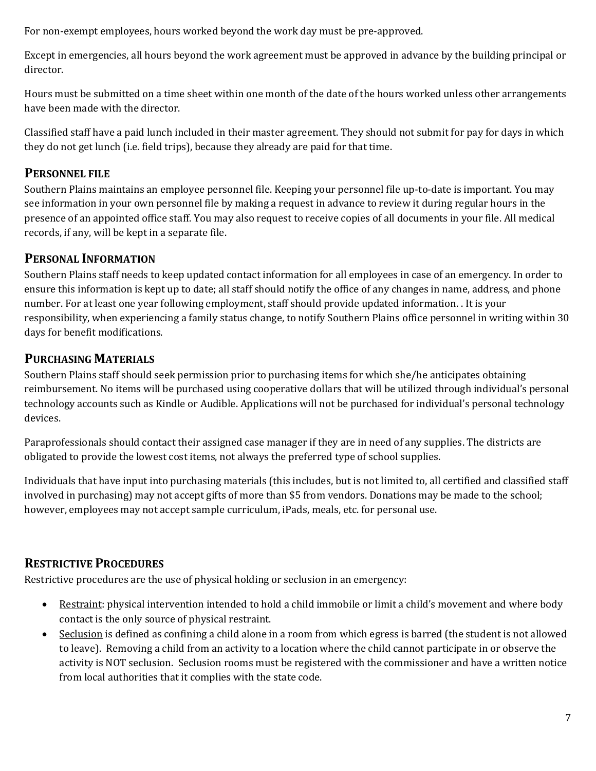For non-exempt employees, hours worked beyond the work day must be pre-approved.

Except in emergencies, all hours beyond the work agreement must be approved in advance by the building principal or director.

Hours must be submitted on a time sheet within one month of the date of the hours worked unless other arrangements have been made with the director.

Classified staff have a paid lunch included in their master agreement. They should not submit for pay for days in which they do not get lunch (i.e. field trips), because they already are paid for that time.

## PERSONNEL FILE

Southern Plains maintains an employee personnel file. Keeping your personnel file up-to-date is important. You may see information in your own personnel file by making a request in advance to review it during regular hours in the presence of an appointed office staff. You may also request to receive copies of all documents in your file. All medical records, if any, will be kept in a separate file.

## PERSONAL INFORMATION

Southern Plains staff needs to keep updated contact information for all employees in case of an emergency. In order to ensure this information is kept up to date; all staff should notify the office of any changes in name, address, and phone number. For at least one year following employment, staff should provide updated information. . It is your responsibility, when experiencing a family status change, to notify Southern Plains office personnel in writing within 30 days for benefit modifications.

## PURCHASING MATERIALS

Southern Plains staff should seek permission prior to purchasing items for which she/he anticipates obtaining reimbursement. No items will be purchased using cooperative dollars that will be utilized through individual's personal technology accounts such as Kindle or Audible. Applications will not be purchased for individual's personal technology devices.

Paraprofessionals should contact their assigned case manager if they are in need of any supplies. The districts are obligated to provide the lowest cost items, not always the preferred type of school supplies.

Individuals that have input into purchasing materials (this includes, but is not limited to, all certified and classified staff involved in purchasing) may not accept gifts of more than $5 from vendors. Donations may be made to the school; however, employees may not accept sample curriculum, iPads, meals, etc. for personal use.

## RESTRICTIVE PROCEDURES

Restrictive procedures are the use of physical holding or seclusion in an emergency:

- Restraint: physical intervention intended to hold a child immobile or limit a child's movement and where body contact is the only source of physical restraint.
- Seclusion is defined as confining a child alone in a room from which egress is barred (the student is not allowed to leave). Removing a child from an activity to a location where the child cannot participate in or observe the activity is NOT seclusion. Seclusion rooms must be registered with the commissioner and have a written notice from local authorities that it complies with the state code.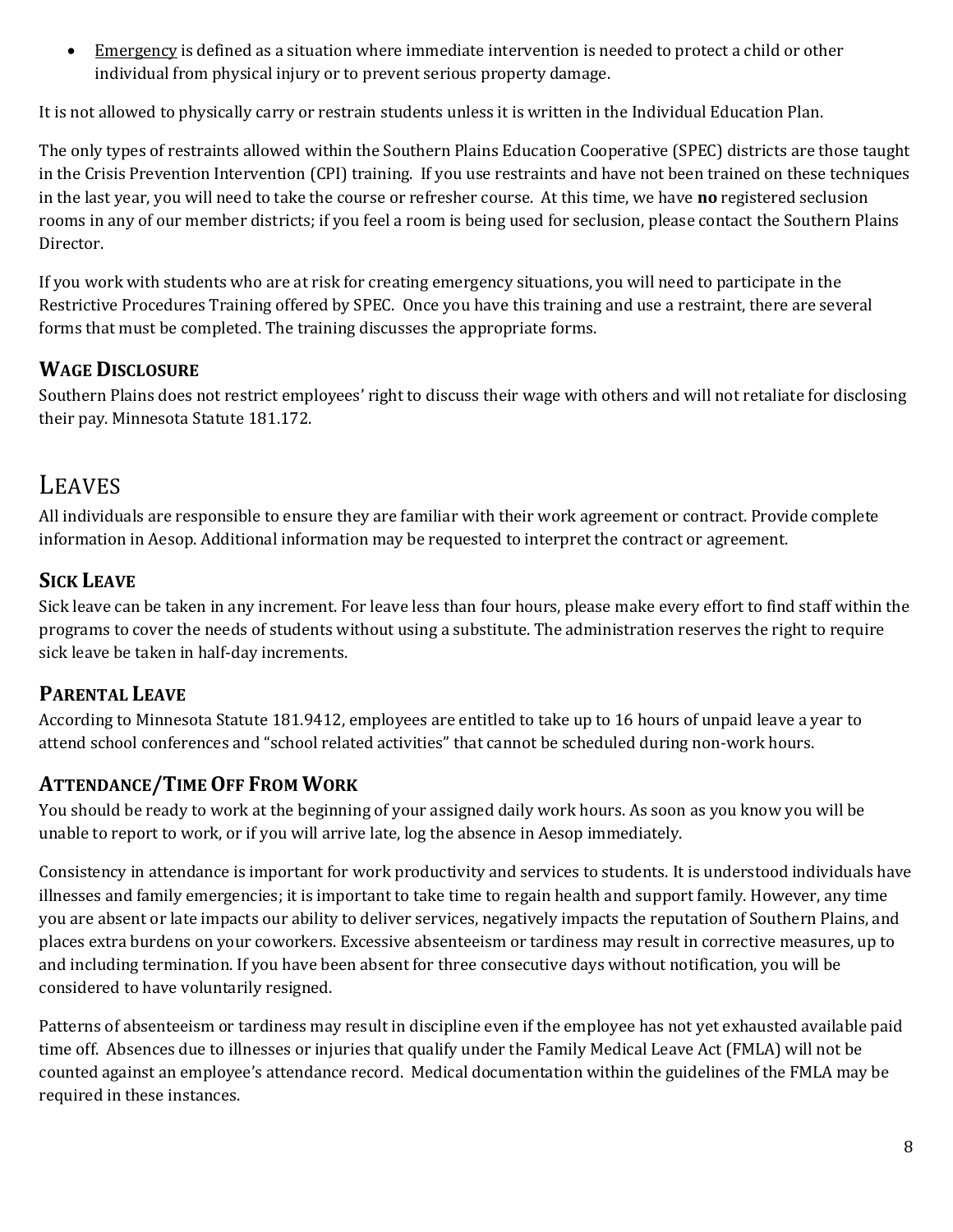- Emergency is defined as a situation where immediate intervention is needed to protect a child or other individual from physical injury or to prevent serious property damage.

It is not allowed to physically carry or restrain students unless it is written in the Individual Education Plan.

The only types of restraints allowed within the Southern Plains Education Cooperative (SPEC) districts are those taught in the Crisis Prevention Intervention (CPI) training. If you use restraints and have not been trained on these techniques in the last year, you will need to take the course or refresher course. At this time, we have **no** registered seclusion rooms in any of our member districts; if you feel a room is being used for seclusion, please contact the Southern Plains Director.

If you work with students who are at risk for creating emergency situations, you will need to participate in the Restrictive Procedures Training offered by SPEC. Once you have this training and use a restraint, there are several forms that must be completed. The training discusses the appropriate forms.

### WAGE DISCLOSURE

Southern Plains does not restrict employees' right to discuss their wage with others and will not retaliate for disclosing their pay. Minnesota Statute 181.172.

## LEAVES

All individuals are responsible to ensure they are familiar with their work agreement or contract. Provide complete information in Aesop. Additional information may be requested to interpret the contract or agreement.

### SICK LEAVE

Sick leave can be taken in any increment. For leave less than four hours, please make every effort to find staff within the programs to cover the needs of students without using a substitute. The administration reserves the right to require sick leave be taken in half-day increments.

### PARENTAL LEAVE

According to Minnesota Statute 181.9412, employees are entitled to take up to 16 hours of unpaid leave a year to attend school conferences and "school related activities" that cannot be scheduled during non-work hours.

### ATTENDANCE/TIME OFF FROM WORK

You should be ready to work at the beginning of your assigned daily work hours. As soon as you know you will be unable to report to work, or if you will arrive late, log the absence in Aesop immediately.

Consistency in attendance is important for work productivity and services to students. It is understood individuals have illnesses and family emergencies; it is important to take time to regain health and support family. However, any time you are absent or late impacts our ability to deliver services, negatively impacts the reputation of Southern Plains, and places extra burdens on your coworkers. Excessive absenteeism or tardiness may result in corrective measures, up to and including termination. If you have been absent for three consecutive days without notification, you will be considered to have voluntarily resigned.

Patterns of absenteeism or tardiness may result in discipline even if the employee has not yet exhausted available paid time off. Absences due to illnesses or injuries that qualify under the Family Medical Leave Act (FMLA) will not be counted against an employee's attendance record. Medical documentation within the guidelines of the FMLA may be required in these instances.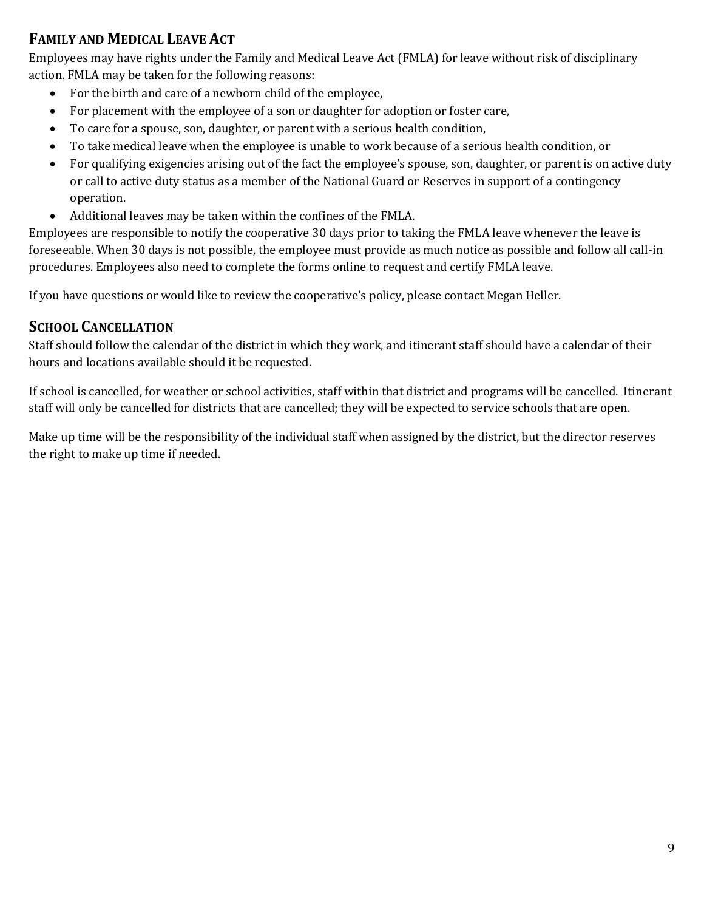## Family and Medical Leave Act

Employees may have rights under the Family and Medical Leave Act (FMLA) for leave without risk of disciplinary action. FMLA may be taken for the following reasons:

- For the birth and care of a newborn child of the employee,
- For placement with the employee of a son or daughter for adoption or foster care,
- To care for a spouse, son, daughter, or parent with a serious health condition,
- To take medical leave when the employee is unable to work because of a serious health condition, or
- For qualifying exigencies arising out of the fact the employee's spouse, son, daughter, or parent is on active duty or call to active duty status as a member of the National Guard or Reserves in support of a contingency operation.
- Additional leaves may be taken within the confines of the FMLA.

Employees are responsible to notify the cooperative 30 days prior to taking the FMLA leave whenever the leave is foreseeable. When 30 days is not possible, the employee must provide as much notice as possible and follow all call-in procedures. Employees also need to complete the forms online to request and certify FMLA leave.

If you have questions or would like to review the cooperative's policy, please contact Megan Heller.

## School Cancellation

Staff should follow the calendar of the district in which they work, and itinerant staff should have a calendar of their hours and locations available should it be requested.

If school is cancelled, for weather or school activities, staff within that district and programs will be cancelled. Itinerant staff will only be cancelled for districts that are cancelled; they will be expected to service schools that are open.

Make up time will be the responsibility of the individual staff when assigned by the district, but the director reserves the right to make up time if needed.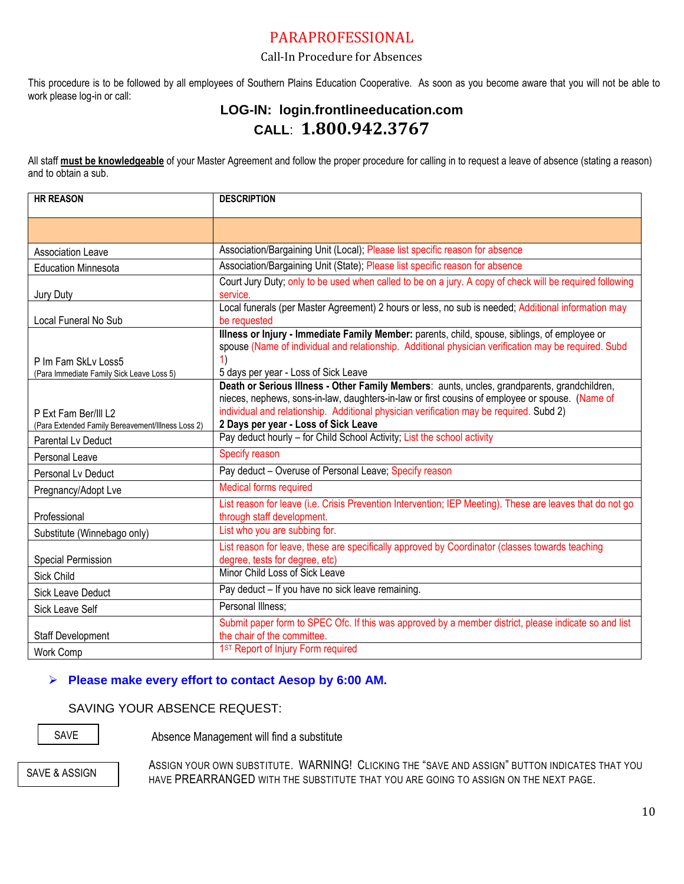# PARAPROFESSIONAL

## Call-In Procedure for Absences

This procedure is to be followed by all employees of Southern Plains Education Cooperative. As soon as you become aware that you will not be able to work please log-in or call:

**LOG-IN: login.frontlineeducation.com**

**CALL: 1.800.942.3767**

All staff **must be knowledgeable** of your Master Agreement and follow the proper procedure for calling in to request a leave of absence (stating a reason) and to obtain a sub.

| HR REASON | DESCRIPTION |
|---|---|
| | |
| Association Leave | Association/Bargaining Unit (Local); Please list specific reason for absence |
| Education Minnesota | Association/Bargaining Unit (State); Please list specific reason for absence |
| Jury Duty | Court Jury Duty; only to be used when called to be on a jury. A copy of check will be required following service. |
| Local Funeral No Sub | Local funerals (per Master Agreement) 2 hours or less, no sub is needed; Additional information may be requested |
| P Im Fam SkLv Loss5 (Para Immediate Family Sick Leave Loss 5) | **Illness or Injury - Immediate Family Member:** parents, child, spouse, siblings, of employee or spouse (Name of individual and relationship. Additional physician verification may be required. Subd 1) 5 days per year - Loss of Sick Leave |
| P Ext Fam Ber/Ill L2 (Para Extended Family Bereavement/Illness Loss 2) | **Death or Serious Illness - Other Family Members**: aunts, uncles, grandparents, grandchildren, nieces, nephews, sons-in-law, daughters-in-law or first cousins of employee or spouse. (Name of individual and relationship. Additional physician verification may be required. Subd 2) **2 Days per year - Loss of Sick Leave** |
| Parental Lv Deduct | Pay deduct hourly – for Child School Activity; List the school activity |
| Personal Leave | Specify reason |
| Personal Lv Deduct | Pay deduct – Overuse of Personal Leave; Specify reason |
| Pregnancy/Adopt Lve | Medical forms required |
| Professional | List reason for leave (i.e. Crisis Prevention Intervention; IEP Meeting). These are leaves that do not go through staff development. |
| Substitute (Winnebago only) | List who you are subbing for. |
| Special Permission | List reason for leave, these are specifically approved by Coordinator (classes towards teaching degree, tests for degree, etc) |
| Sick Child | Minor Child Loss of Sick Leave |
| Sick Leave Deduct | Pay deduct – If you have no sick leave remaining. |
| Sick Leave Self | Personal Illness; |
| Staff Development | Submit paper form to SPEC Ofc. If this was approved by a member district, please indicate so and list the chair of the committee. |
| Work Comp | 1ST Report of Injury Form required |

- **Please make every effort to contact Aesop by 6:00 AM.**

SAVING YOUR ABSENCE REQUEST:

| | |
|---|---|
| SAVE | Absence Management will find a substitute |
| SAVE & ASSIGN | ASSIGN YOUR OWN SUBSTITUTE. WARNING! CLICKING THE "SAVE AND ASSIGN" BUTTON INDICATES THAT YOU HAVE PREARRANGED WITH THE SUBSTITUTE THAT YOU ARE GOING TO ASSIGN ON THE NEXT PAGE. |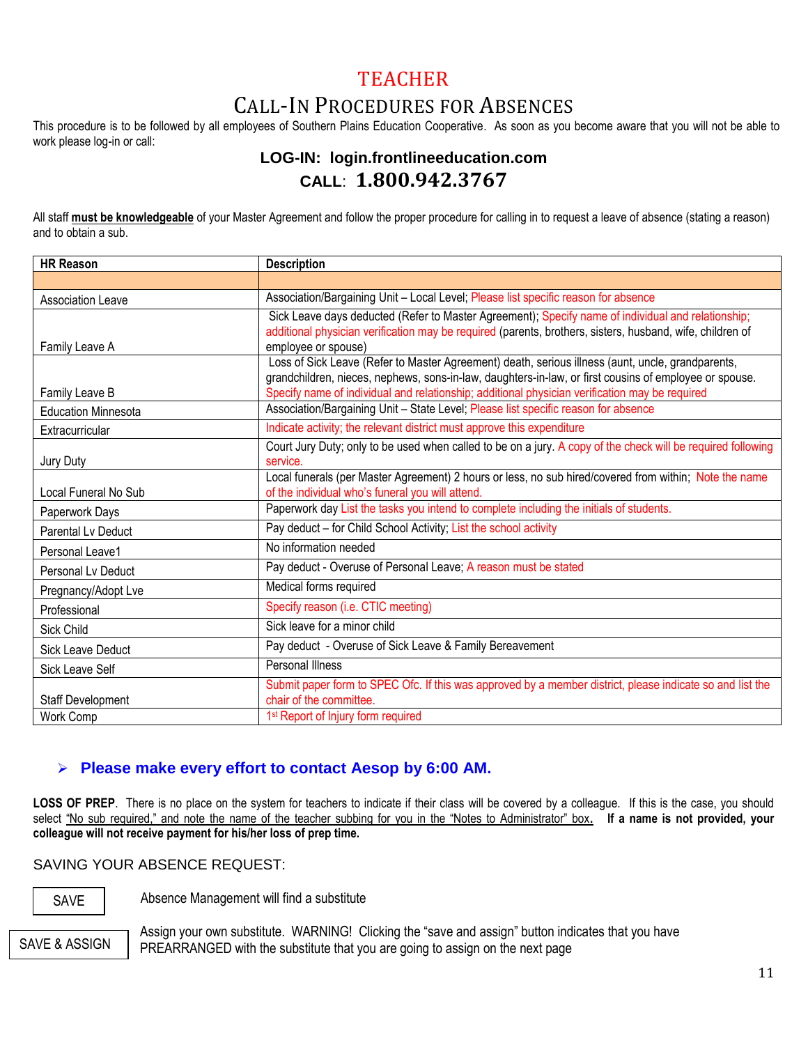# TEACHER

## CALL-IN PROCEDURES FOR ABSENCES

This procedure is to be followed by all employees of Southern Plains Education Cooperative. As soon as you become aware that you will not be able to work please log-in or call:

**LOG-IN: login.frontlineeducation.com**

**CALL: 1.800.942.3767**

All staff **must be knowledgeable** of your Master Agreement and follow the proper procedure for calling in to request a leave of absence (stating a reason) and to obtain a sub.

| HR Reason | Description |
|---|---|
| | |
| Association Leave | Association/Bargaining Unit – Local Level; Please list specific reason for absence |
| Family Leave A | Sick Leave days deducted (Refer to Master Agreement); Specify name of individual and relationship; additional physician verification may be required (parents, brothers, sisters, husband, wife, children of employee or spouse) |
| Family Leave B | Loss of Sick Leave (Refer to Master Agreement) death, serious illness (aunt, uncle, grandparents, grandchildren, nieces, nephews, sons-in-law, daughters-in-law, or first cousins of employee or spouse. Specify name of individual and relationship; additional physician verification may be required |
| Education Minnesota | Association/Bargaining Unit – State Level; Please list specific reason for absence |
| Extracurricular | Indicate activity; the relevant district must approve this expenditure |
| Jury Duty | Court Jury Duty; only to be used when called to be on a jury. A copy of the check will be required following service. |
| Local Funeral No Sub | Local funerals (per Master Agreement) 2 hours or less, no sub hired/covered from within; Note the name of the individual who's funeral you will attend. |
| Paperwork Days | Paperwork day List the tasks you intend to complete including the initials of students. |
| Parental Lv Deduct | Pay deduct – for Child School Activity; List the school activity |
| Personal Leave1 | No information needed |
| Personal Lv Deduct | Pay deduct - Overuse of Personal Leave; A reason must be stated |
| Pregnancy/Adopt Lve | Medical forms required |
| Professional | Specify reason (i.e. CTIC meeting) |
| Sick Child | Sick leave for a minor child |
| Sick Leave Deduct | Pay deduct - Overuse of Sick Leave & Family Bereavement |
| Sick Leave Self | Personal Illness |
| Staff Development | Submit paper form to SPEC Ofc. If this was approved by a member district, please indicate so and list the chair of the committee. |
| Work Comp | 1st Report of Injury form required |

- **Please make every effort to contact Aesop by 6:00 AM.**

**LOSS OF PREP**. There is no place on the system for teachers to indicate if their class will be covered by a colleague. If this is the case, you should select "No sub required," and note the name of the teacher subbing for you in the "Notes to Administrator" box. **If a name is not provided, your colleague will not receive payment for his/her loss of prep time.**

SAVING YOUR ABSENCE REQUEST:

| | |
|---|---|
| SAVE | Absence Management will find a substitute |
| SAVE & ASSIGN | Assign your own substitute. WARNING! Clicking the "save and assign" button indicates that you have PREARRANGED with the substitute that you are going to assign on the next page |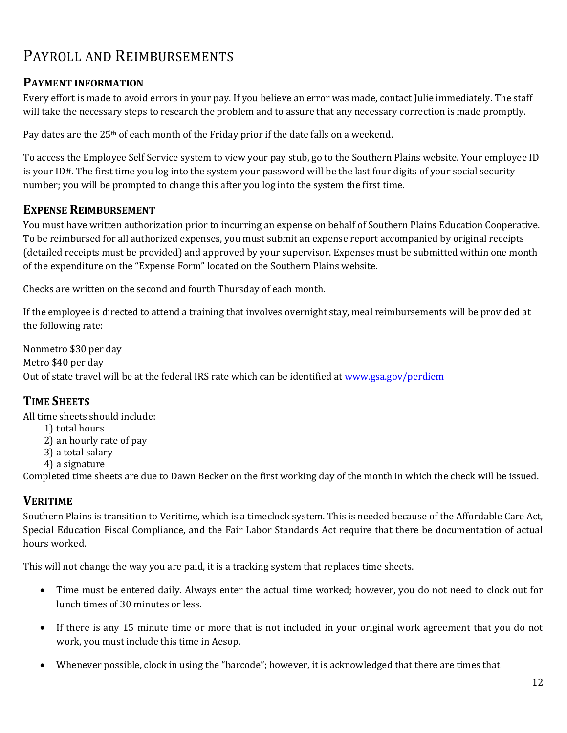# Payroll and Reimbursements

## Payment information

Every effort is made to avoid errors in your pay. If you believe an error was made, contact Julie immediately. The staff will take the necessary steps to research the problem and to assure that any necessary correction is made promptly.

Pay dates are the 25th of each month of the Friday prior if the date falls on a weekend.

To access the Employee Self Service system to view your pay stub, go to the Southern Plains website. Your employee ID is your ID#. The first time you log into the system your password will be the last four digits of your social security number; you will be prompted to change this after you log into the system the first time.

## Expense Reimbursement

You must have written authorization prior to incurring an expense on behalf of Southern Plains Education Cooperative. To be reimbursed for all authorized expenses, you must submit an expense report accompanied by original receipts (detailed receipts must be provided) and approved by your supervisor. Expenses must be submitted within one month of the expenditure on the "Expense Form" located on the Southern Plains website.

Checks are written on the second and fourth Thursday of each month.

If the employee is directed to attend a training that involves overnight stay, meal reimbursements will be provided at the following rate:

Nonmetro $30 per day
Metro $40 per day
Out of state travel will be at the federal IRS rate which can be identified at [www.gsa.gov/perdiem](http://www.gsa.gov/perdiem)

## Time Sheets

All time sheets should include:

1) total hours
2) an hourly rate of pay
3) a total salary
4) a signature

Completed time sheets are due to Dawn Becker on the first working day of the month in which the check will be issued.

## Veritime

Southern Plains is transition to Veritime, which is a timeclock system. This is needed because of the Affordable Care Act, Special Education Fiscal Compliance, and the Fair Labor Standards Act require that there be documentation of actual hours worked.

This will not change the way you are paid, it is a tracking system that replaces time sheets.

- Time must be entered daily. Always enter the actual time worked; however, you do not need to clock out for lunch times of 30 minutes or less.
- If there is any 15 minute time or more that is not included in your original work agreement that you do not work, you must include this time in Aesop.
- Whenever possible, clock in using the "barcode"; however, it is acknowledged that there are times that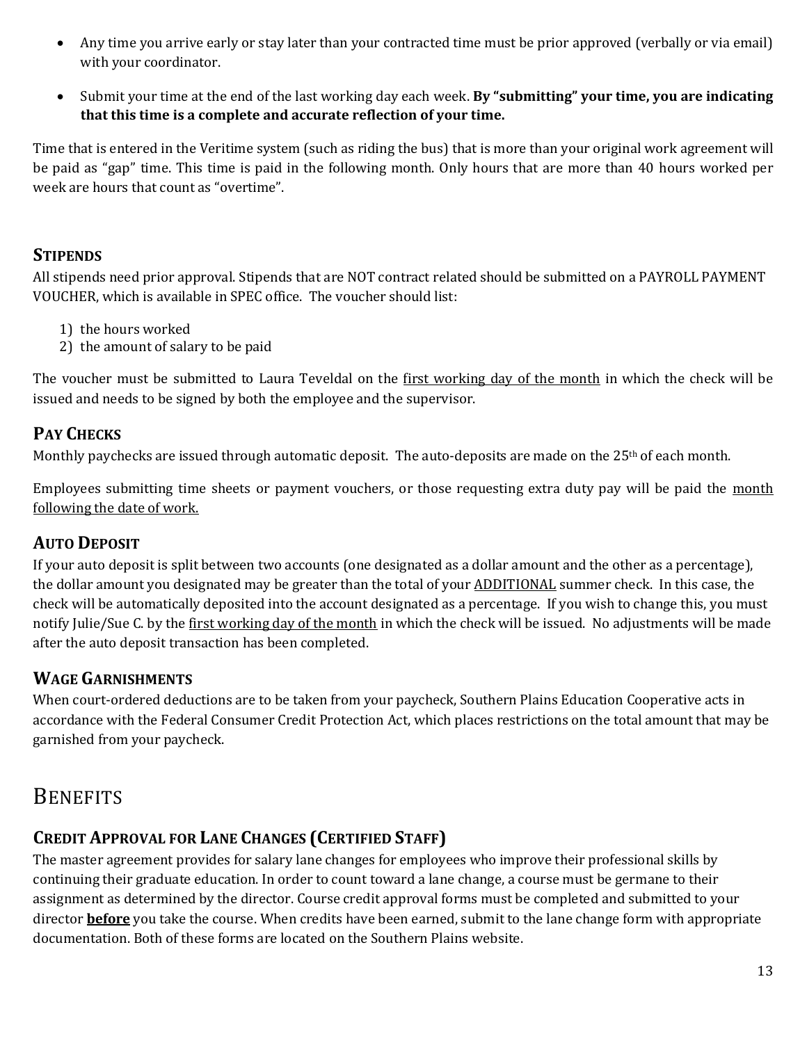- Any time you arrive early or stay later than your contracted time must be prior approved (verbally or via email) with your coordinator.
- Submit your time at the end of the last working day each week. **By "submitting" your time, you are indicating that this time is a complete and accurate reflection of your time.**

Time that is entered in the Veritime system (such as riding the bus) that is more than your original work agreement will be paid as "gap" time. This time is paid in the following month. Only hours that are more than 40 hours worked per week are hours that count as "overtime".

### STIPENDS

All stipends need prior approval. Stipends that are NOT contract related should be submitted on a PAYROLL PAYMENT VOUCHER, which is available in SPEC office. The voucher should list:

1) the hours worked
2) the amount of salary to be paid

The voucher must be submitted to Laura Teveldal on the <u>first working day of the month</u> in which the check will be issued and needs to be signed by both the employee and the supervisor.

### PAY CHECKS

Monthly paychecks are issued through automatic deposit. The auto-deposits are made on the 25th of each month.

Employees submitting time sheets or payment vouchers, or those requesting extra duty pay will be paid the <u>month following the date of work.</u>

### AUTO DEPOSIT

If your auto deposit is split between two accounts (one designated as a dollar amount and the other as a percentage), the dollar amount you designated may be greater than the total of your <u>ADDITIONAL</u> summer check. In this case, the check will be automatically deposited into the account designated as a percentage. If you wish to change this, you must notify Julie/Sue C. by the <u>first working day of the month</u> in which the check will be issued. No adjustments will be made after the auto deposit transaction has been completed.

### WAGE GARNISHMENTS

When court-ordered deductions are to be taken from your paycheck, Southern Plains Education Cooperative acts in accordance with the Federal Consumer Credit Protection Act, which places restrictions on the total amount that may be garnished from your paycheck.

## BENEFITS

### CREDIT APPROVAL FOR LANE CHANGES (CERTIFIED STAFF)

The master agreement provides for salary lane changes for employees who improve their professional skills by continuing their graduate education. In order to count toward a lane change, a course must be germane to their assignment as determined by the director. Course credit approval forms must be completed and submitted to your director <u>**before**</u> you take the course. When credits have been earned, submit to the lane change form with appropriate documentation. Both of these forms are located on the Southern Plains website.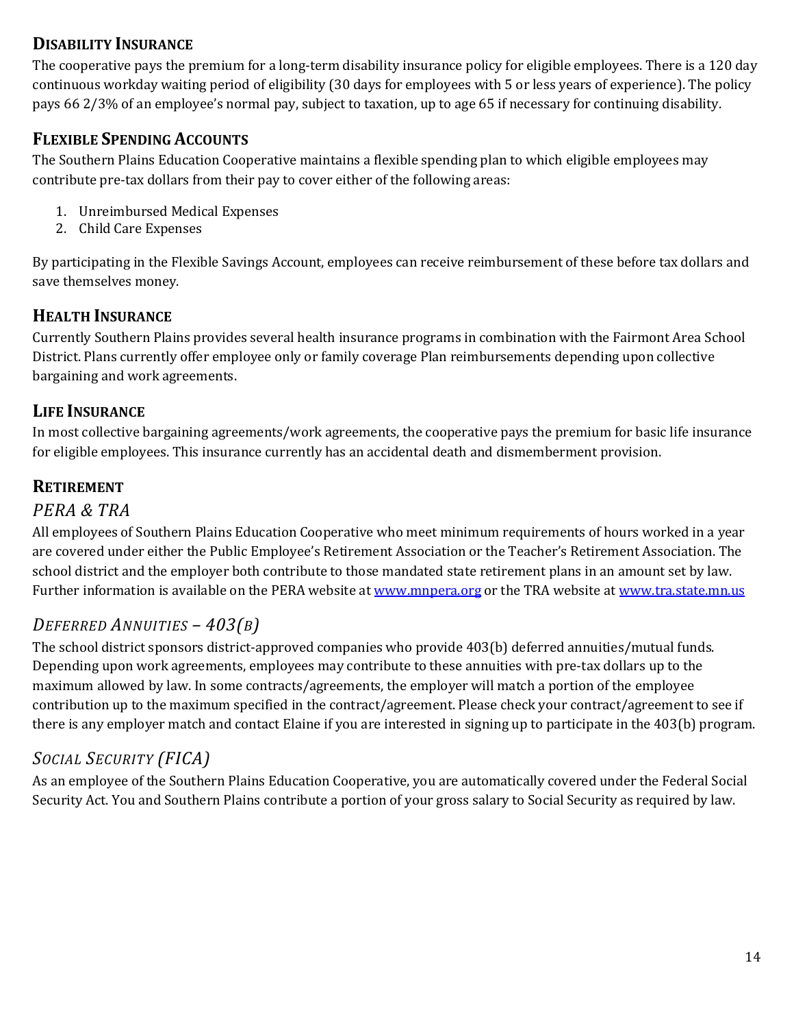## DISABILITY INSURANCE

The cooperative pays the premium for a long-term disability insurance policy for eligible employees. There is a 120 day continuous workday waiting period of eligibility (30 days for employees with 5 or less years of experience). The policy pays 66 2/3% of an employee's normal pay, subject to taxation, up to age 65 if necessary for continuing disability.

## FLEXIBLE SPENDING ACCOUNTS

The Southern Plains Education Cooperative maintains a flexible spending plan to which eligible employees may contribute pre-tax dollars from their pay to cover either of the following areas:

1. Unreimbursed Medical Expenses
2. Child Care Expenses

By participating in the Flexible Savings Account, employees can receive reimbursement of these before tax dollars and save themselves money.

## HEALTH INSURANCE

Currently Southern Plains provides several health insurance programs in combination with the Fairmont Area School District. Plans currently offer employee only or family coverage Plan reimbursements depending upon collective bargaining and work agreements.

## LIFE INSURANCE

In most collective bargaining agreements/work agreements, the cooperative pays the premium for basic life insurance for eligible employees. This insurance currently has an accidental death and dismemberment provision.

## RETIREMENT

### *PERA & TRA*

All employees of Southern Plains Education Cooperative who meet minimum requirements of hours worked in a year are covered under either the Public Employee's Retirement Association or the Teacher's Retirement Association. The school district and the employer both contribute to those mandated state retirement plans in an amount set by law. Further information is available on the PERA website at www.mnpera.org or the TRA website at www.tra.state.mn.us

### *DEFERRED ANNUITIES – 403(B)*

The school district sponsors district-approved companies who provide 403(b) deferred annuities/mutual funds. Depending upon work agreements, employees may contribute to these annuities with pre-tax dollars up to the maximum allowed by law. In some contracts/agreements, the employer will match a portion of the employee contribution up to the maximum specified in the contract/agreement. Please check your contract/agreement to see if there is any employer match and contact Elaine if you are interested in signing up to participate in the 403(b) program.

### *SOCIAL SECURITY (FICA)*

As an employee of the Southern Plains Education Cooperative, you are automatically covered under the Federal Social Security Act. You and Southern Plains contribute a portion of your gross salary to Social Security as required by law.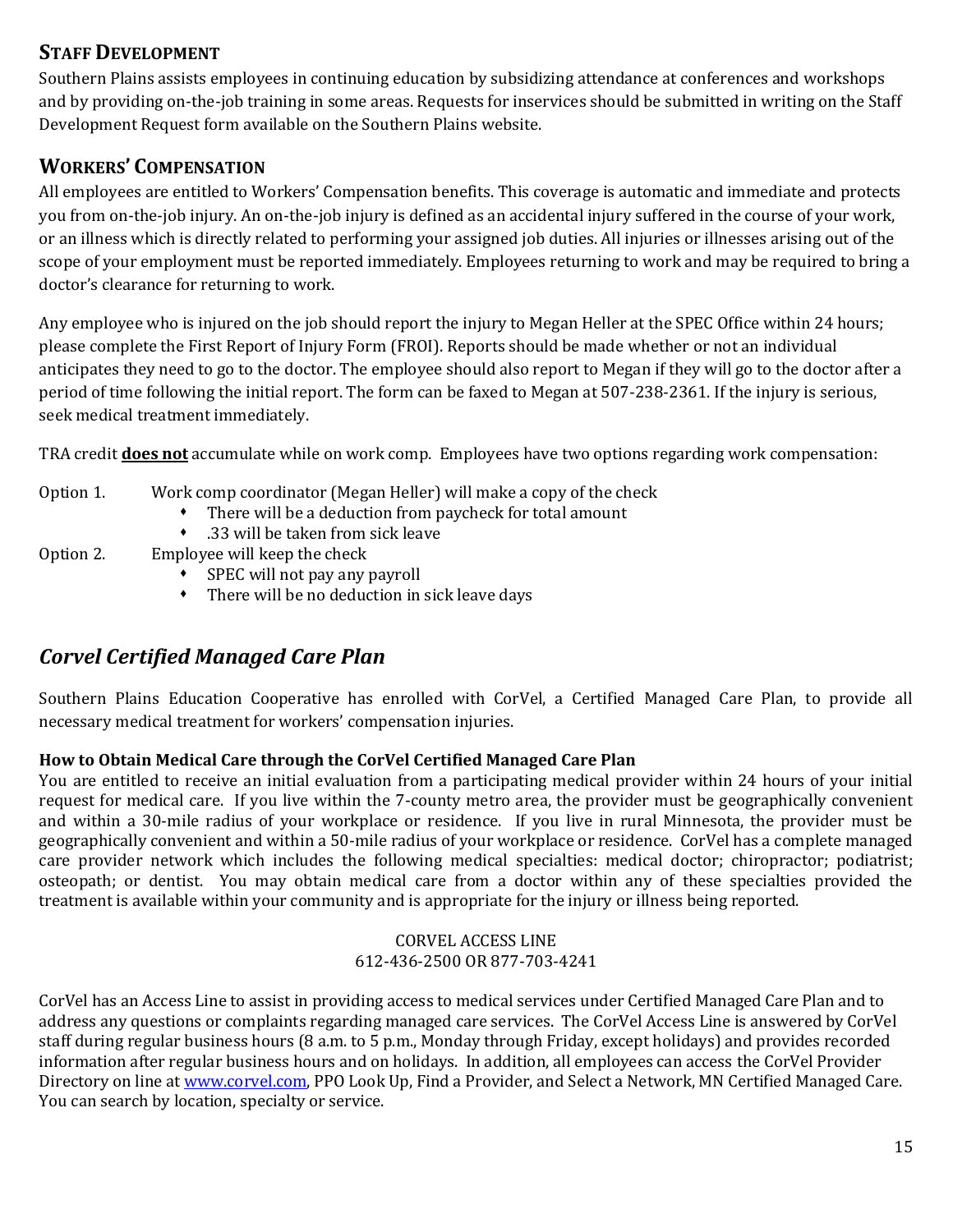## STAFF DEVELOPMENT

Southern Plains assists employees in continuing education by subsidizing attendance at conferences and workshops and by providing on-the-job training in some areas. Requests for inservices should be submitted in writing on the Staff Development Request form available on the Southern Plains website.

## WORKERS' COMPENSATION

All employees are entitled to Workers' Compensation benefits. This coverage is automatic and immediate and protects you from on-the-job injury. An on-the-job injury is defined as an accidental injury suffered in the course of your work, or an illness which is directly related to performing your assigned job duties. All injuries or illnesses arising out of the scope of your employment must be reported immediately. Employees returning to work and may be required to bring a doctor's clearance for returning to work.

Any employee who is injured on the job should report the injury to Megan Heller at the SPEC Office within 24 hours; please complete the First Report of Injury Form (FROI). Reports should be made whether or not an individual anticipates they need to go to the doctor. The employee should also report to Megan if they will go to the doctor after a period of time following the initial report. The form can be faxed to Megan at 507-238-2361. If the injury is serious, seek medical treatment immediately.

TRA credit **<u>does not</u>** accumulate while on work comp. Employees have two options regarding work compensation:

Option 1. Work comp coordinator (Megan Heller) will make a copy of the check
- There will be a deduction from paycheck for total amount
- .33 will be taken from sick leave

Option 2. Employee will keep the check
- SPEC will not pay any payroll
- There will be no deduction in sick leave days

## *Corvel Certified Managed Care Plan*

Southern Plains Education Cooperative has enrolled with CorVel, a Certified Managed Care Plan, to provide all necessary medical treatment for workers' compensation injuries.

**How to Obtain Medical Care through the CorVel Certified Managed Care Plan**

You are entitled to receive an initial evaluation from a participating medical provider within 24 hours of your initial request for medical care. If you live within the 7-county metro area, the provider must be geographically convenient and within a 30-mile radius of your workplace or residence. If you live in rural Minnesota, the provider must be geographically convenient and within a 50-mile radius of your workplace or residence. CorVel has a complete managed care provider network which includes the following medical specialties: medical doctor; chiropractor; podiatrist; osteopath; or dentist. You may obtain medical care from a doctor within any of these specialties provided the treatment is available within your community and is appropriate for the injury or illness being reported.

CORVEL ACCESS LINE
612-436-2500 OR 877-703-4241

CorVel has an Access Line to assist in providing access to medical services under Certified Managed Care Plan and to address any questions or complaints regarding managed care services. The CorVel Access Line is answered by CorVel staff during regular business hours (8 a.m. to 5 p.m., Monday through Friday, except holidays) and provides recorded information after regular business hours and on holidays. In addition, all employees can access the CorVel Provider Directory on line at www.corvel.com, PPO Look Up, Find a Provider, and Select a Network, MN Certified Managed Care. You can search by location, specialty or service.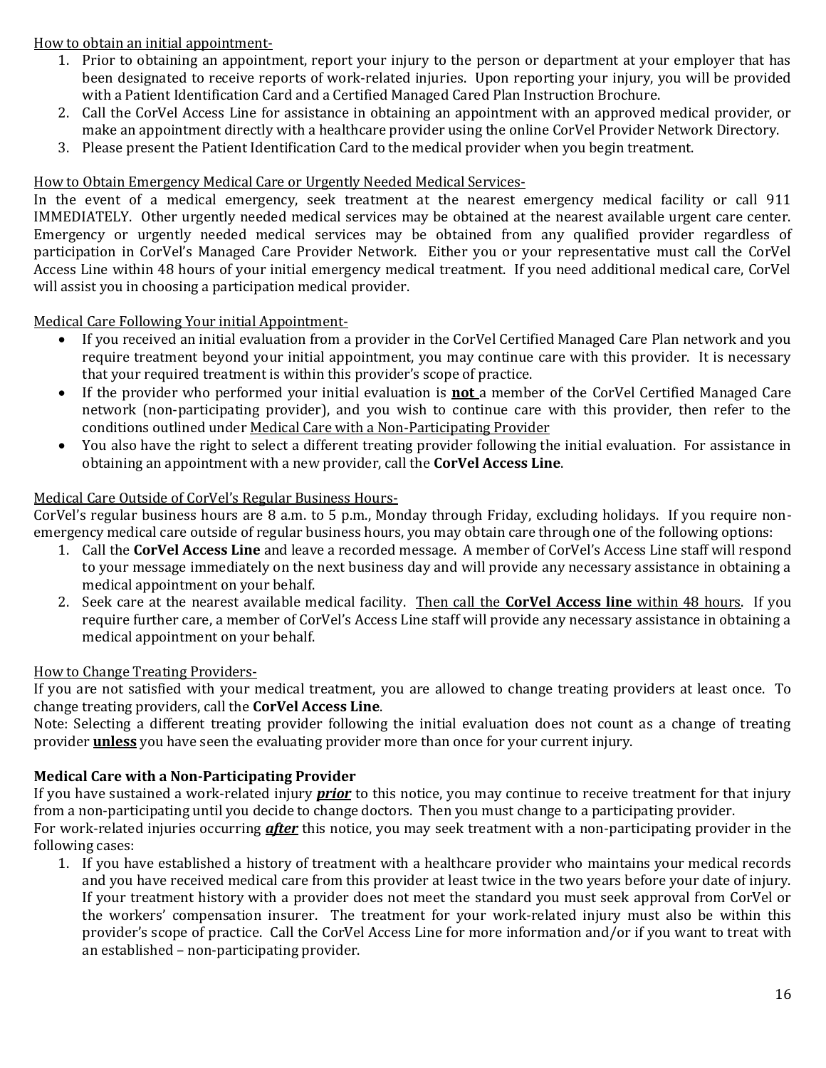How to obtain an initial appointment-

1. Prior to obtaining an appointment, report your injury to the person or department at your employer that has been designated to receive reports of work-related injuries. Upon reporting your injury, you will be provided with a Patient Identification Card and a Certified Managed Cared Plan Instruction Brochure.
2. Call the CorVel Access Line for assistance in obtaining an appointment with an approved medical provider, or make an appointment directly with a healthcare provider using the online CorVel Provider Network Directory.
3. Please present the Patient Identification Card to the medical provider when you begin treatment.

How to Obtain Emergency Medical Care or Urgently Needed Medical Services-

In the event of a medical emergency, seek treatment at the nearest emergency medical facility or call 911 IMMEDIATELY. Other urgently needed medical services may be obtained at the nearest available urgent care center. Emergency or urgently needed medical services may be obtained from any qualified provider regardless of participation in CorVel's Managed Care Provider Network. Either you or your representative must call the CorVel Access Line within 48 hours of your initial emergency medical treatment. If you need additional medical care, CorVel will assist you in choosing a participation medical provider.

Medical Care Following Your initial Appointment-

- If you received an initial evaluation from a provider in the CorVel Certified Managed Care Plan network and you require treatment beyond your initial appointment, you may continue care with this provider. It is necessary that your required treatment is within this provider's scope of practice.
- If the provider who performed your initial evaluation is **not** a member of the CorVel Certified Managed Care network (non-participating provider), and you wish to continue care with this provider, then refer to the conditions outlined under Medical Care with a Non-Participating Provider
- You also have the right to select a different treating provider following the initial evaluation. For assistance in obtaining an appointment with a new provider, call the **CorVel Access Line**.

Medical Care Outside of CorVel's Regular Business Hours-

CorVel's regular business hours are 8 a.m. to 5 p.m., Monday through Friday, excluding holidays. If you require non-emergency medical care outside of regular business hours, you may obtain care through one of the following options:

1. Call the **CorVel Access Line** and leave a recorded message. A member of CorVel's Access Line staff will respond to your message immediately on the next business day and will provide any necessary assistance in obtaining a medical appointment on your behalf.
2. Seek care at the nearest available medical facility. Then call the **CorVel Access line** within 48 hours. If you require further care, a member of CorVel's Access Line staff will provide any necessary assistance in obtaining a medical appointment on your behalf.

How to Change Treating Providers-

If you are not satisfied with your medical treatment, you are allowed to change treating providers at least once. To change treating providers, call the **CorVel Access Line**.

Note: Selecting a different treating provider following the initial evaluation does not count as a change of treating provider **unless** you have seen the evaluating provider more than once for your current injury.

**Medical Care with a Non-Participating Provider**

If you have sustained a work-related injury ***prior*** to this notice, you may continue to receive treatment for that injury from a non-participating until you decide to change doctors. Then you must change to a participating provider.

For work-related injuries occurring ***after*** this notice, you may seek treatment with a non-participating provider in the following cases:

1. If you have established a history of treatment with a healthcare provider who maintains your medical records and you have received medical care from this provider at least twice in the two years before your date of injury. If your treatment history with a provider does not meet the standard you must seek approval from CorVel or the workers' compensation insurer. The treatment for your work-related injury must also be within this provider's scope of practice. Call the CorVel Access Line for more information and/or if you want to treat with an established – non-participating provider.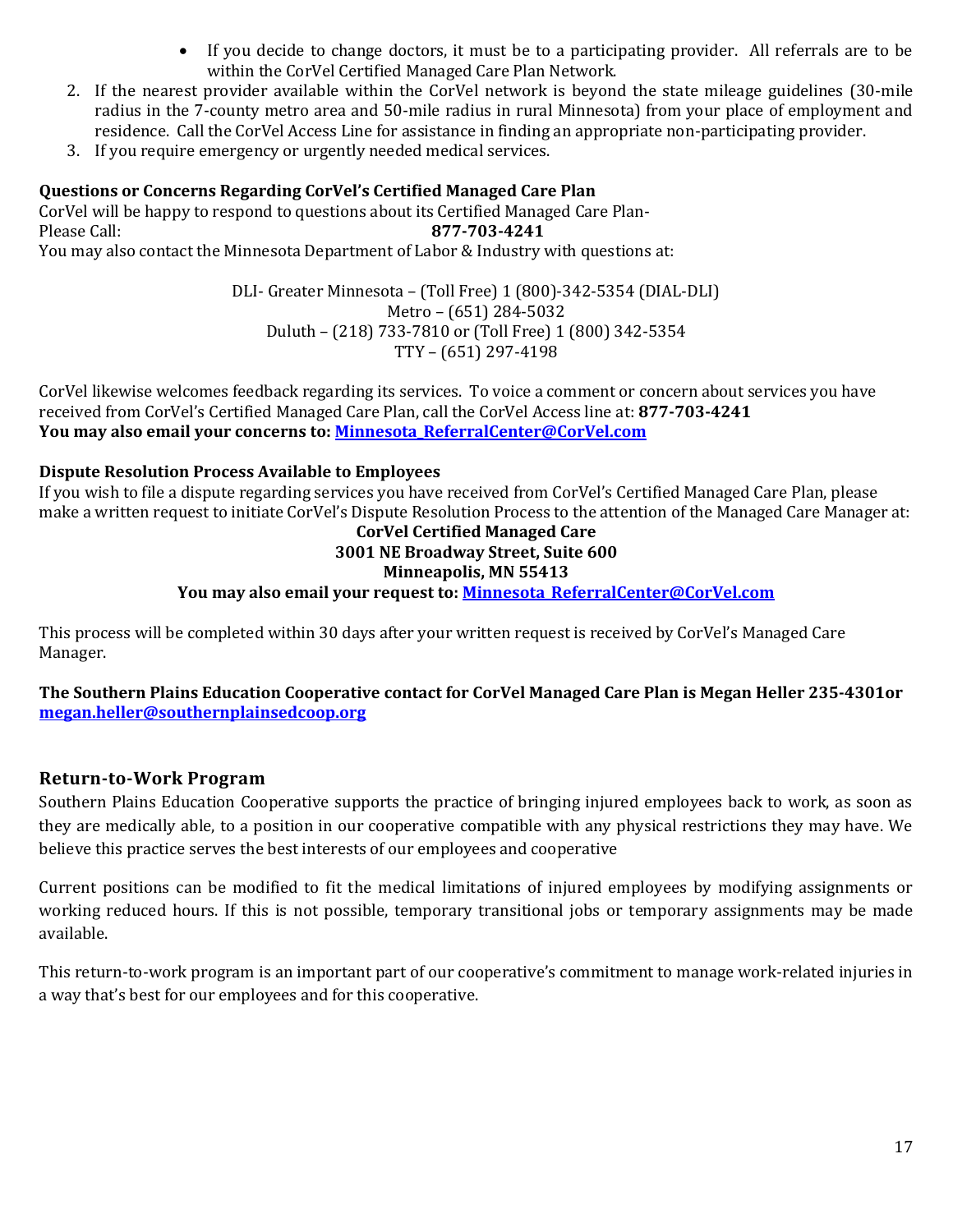- If you decide to change doctors, it must be to a participating provider. All referrals are to be within the CorVel Certified Managed Care Plan Network.

2. If the nearest provider available within the CorVel network is beyond the state mileage guidelines (30-mile radius in the 7-county metro area and 50-mile radius in rural Minnesota) from your place of employment and residence. Call the CorVel Access Line for assistance in finding an appropriate non-participating provider.
3. If you require emergency or urgently needed medical services.

**Questions or Concerns Regarding CorVel's Certified Managed Care Plan**

CorVel will be happy to respond to questions about its Certified Managed Care Plan-
Please Call: **877-703-4241**
You may also contact the Minnesota Department of Labor & Industry with questions at:

DLI- Greater Minnesota – (Toll Free) 1 (800)-342-5354 (DIAL-DLI)
Metro – (651) 284-5032
Duluth – (218) 733-7810 or (Toll Free) 1 (800) 342-5354
TTY – (651) 297-4198

CorVel likewise welcomes feedback regarding its services. To voice a comment or concern about services you have received from CorVel's Certified Managed Care Plan, call the CorVel Access line at: **877-703-4241**
**You may also email your concerns to: Minnesota_ReferralCenter@CorVel.com**

**Dispute Resolution Process Available to Employees**

If you wish to file a dispute regarding services you have received from CorVel's Certified Managed Care Plan, please make a written request to initiate CorVel's Dispute Resolution Process to the attention of the Managed Care Manager at:

**CorVel Certified Managed Care**
**3001 NE Broadway Street, Suite 600**
**Minneapolis, MN 55413**
**You may also email your request to: Minnesota_ReferralCenter@CorVel.com**

This process will be completed within 30 days after your written request is received by CorVel's Managed Care Manager.

**The Southern Plains Education Cooperative contact for CorVel Managed Care Plan is Megan Heller 235-4301or megan.heller@southernplainsedcoop.org**

## Return-to-Work Program

Southern Plains Education Cooperative supports the practice of bringing injured employees back to work, as soon as they are medically able, to a position in our cooperative compatible with any physical restrictions they may have. We believe this practice serves the best interests of our employees and cooperative

Current positions can be modified to fit the medical limitations of injured employees by modifying assignments or working reduced hours. If this is not possible, temporary transitional jobs or temporary assignments may be made available.

This return-to-work program is an important part of our cooperative's commitment to manage work-related injuries in a way that's best for our employees and for this cooperative.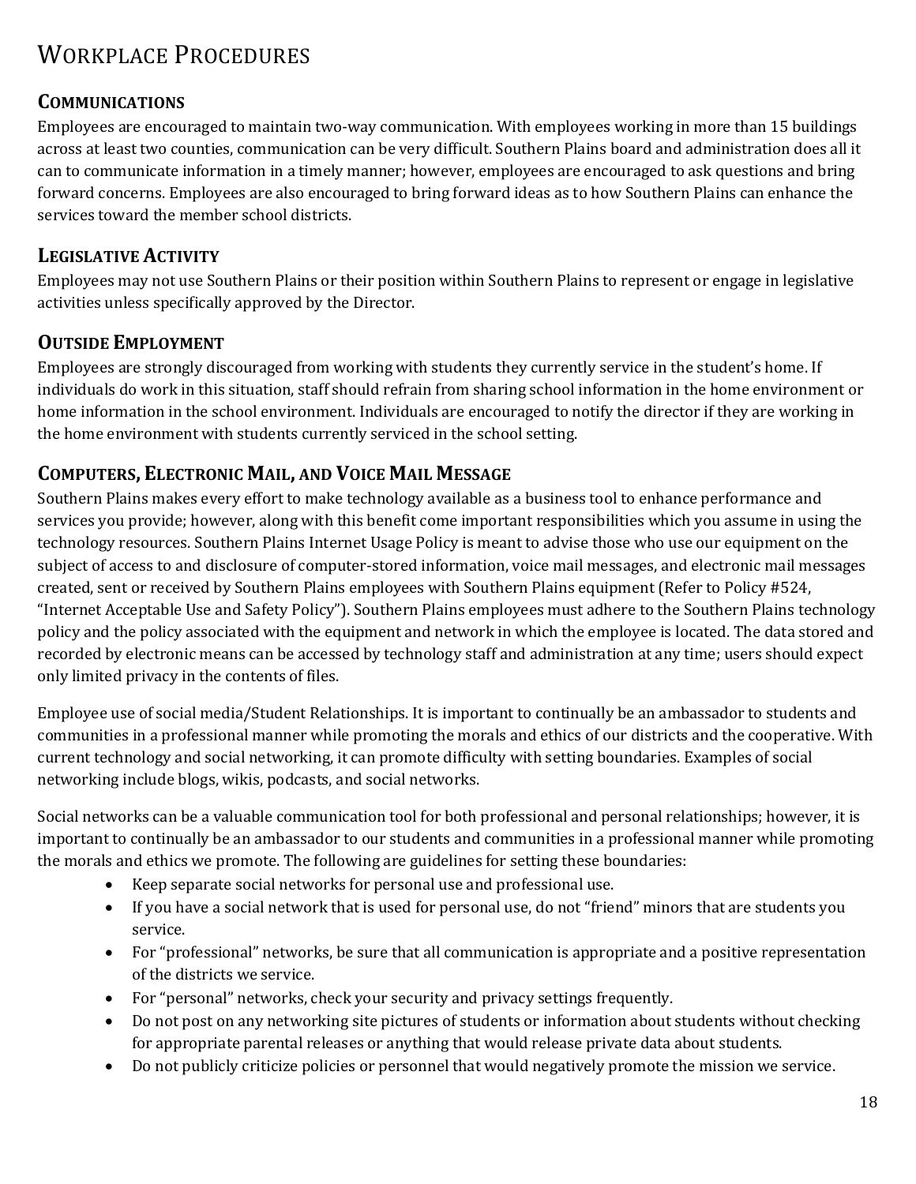# Workplace Procedures

## Communications

Employees are encouraged to maintain two-way communication. With employees working in more than 15 buildings across at least two counties, communication can be very difficult. Southern Plains board and administration does all it can to communicate information in a timely manner; however, employees are encouraged to ask questions and bring forward concerns. Employees are also encouraged to bring forward ideas as to how Southern Plains can enhance the services toward the member school districts.

## Legislative Activity

Employees may not use Southern Plains or their position within Southern Plains to represent or engage in legislative activities unless specifically approved by the Director.

## Outside Employment

Employees are strongly discouraged from working with students they currently service in the student's home. If individuals do work in this situation, staff should refrain from sharing school information in the home environment or home information in the school environment. Individuals are encouraged to notify the director if they are working in the home environment with students currently serviced in the school setting.

## Computers, Electronic Mail, and Voice Mail Message

Southern Plains makes every effort to make technology available as a business tool to enhance performance and services you provide; however, along with this benefit come important responsibilities which you assume in using the technology resources. Southern Plains Internet Usage Policy is meant to advise those who use our equipment on the subject of access to and disclosure of computer-stored information, voice mail messages, and electronic mail messages created, sent or received by Southern Plains employees with Southern Plains equipment (Refer to Policy #524, "Internet Acceptable Use and Safety Policy"). Southern Plains employees must adhere to the Southern Plains technology policy and the policy associated with the equipment and network in which the employee is located. The data stored and recorded by electronic means can be accessed by technology staff and administration at any time; users should expect only limited privacy in the contents of files.

Employee use of social media/Student Relationships. It is important to continually be an ambassador to students and communities in a professional manner while promoting the morals and ethics of our districts and the cooperative. With current technology and social networking, it can promote difficulty with setting boundaries. Examples of social networking include blogs, wikis, podcasts, and social networks.

Social networks can be a valuable communication tool for both professional and personal relationships; however, it is important to continually be an ambassador to our students and communities in a professional manner while promoting the morals and ethics we promote. The following are guidelines for setting these boundaries:

- Keep separate social networks for personal use and professional use.
- If you have a social network that is used for personal use, do not "friend" minors that are students you service.
- For "professional" networks, be sure that all communication is appropriate and a positive representation of the districts we service.
- For "personal" networks, check your security and privacy settings frequently.
- Do not post on any networking site pictures of students or information about students without checking for appropriate parental releases or anything that would release private data about students.
- Do not publicly criticize policies or personnel that would negatively promote the mission we service.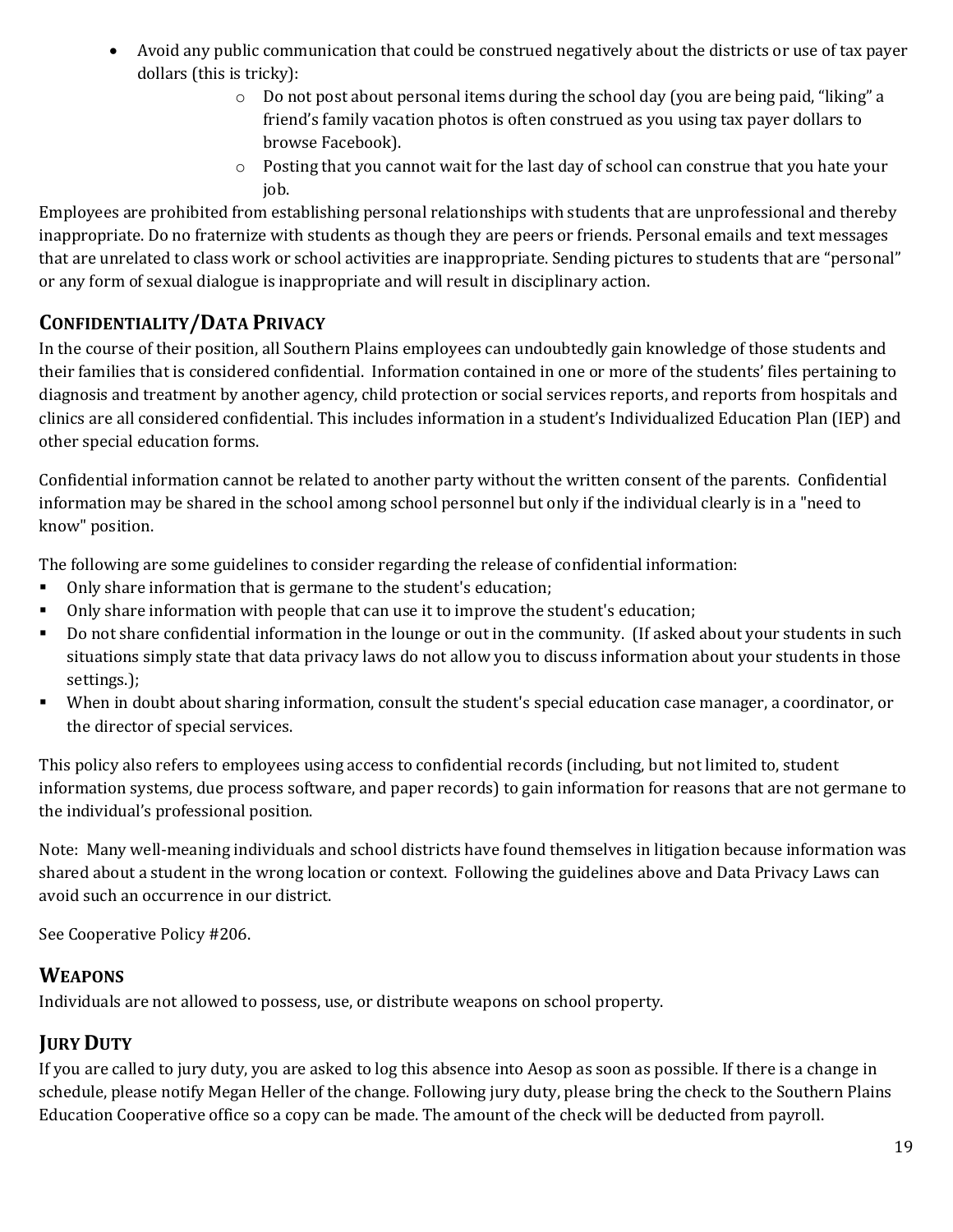- Avoid any public communication that could be construed negatively about the districts or use of tax payer dollars (this is tricky):
    - Do not post about personal items during the school day (you are being paid, "liking" a friend's family vacation photos is often construed as you using tax payer dollars to browse Facebook).
    - Posting that you cannot wait for the last day of school can construe that you hate your job.

Employees are prohibited from establishing personal relationships with students that are unprofessional and thereby inappropriate. Do no fraternize with students as though they are peers or friends. Personal emails and text messages that are unrelated to class work or school activities are inappropriate. Sending pictures to students that are "personal" or any form of sexual dialogue is inappropriate and will result in disciplinary action.

## Confidentiality/Data Privacy

In the course of their position, all Southern Plains employees can undoubtedly gain knowledge of those students and their families that is considered confidential. Information contained in one or more of the students' files pertaining to diagnosis and treatment by another agency, child protection or social services reports, and reports from hospitals and clinics are all considered confidential. This includes information in a student's Individualized Education Plan (IEP) and other special education forms.

Confidential information cannot be related to another party without the written consent of the parents. Confidential information may be shared in the school among school personnel but only if the individual clearly is in a "need to know" position.

The following are some guidelines to consider regarding the release of confidential information:

- Only share information that is germane to the student's education;
- Only share information with people that can use it to improve the student's education;
- Do not share confidential information in the lounge or out in the community. (If asked about your students in such situations simply state that data privacy laws do not allow you to discuss information about your students in those settings.);
- When in doubt about sharing information, consult the student's special education case manager, a coordinator, or the director of special services.

This policy also refers to employees using access to confidential records (including, but not limited to, student information systems, due process software, and paper records) to gain information for reasons that are not germane to the individual's professional position.

Note: Many well-meaning individuals and school districts have found themselves in litigation because information was shared about a student in the wrong location or context. Following the guidelines above and Data Privacy Laws can avoid such an occurrence in our district.

See Cooperative Policy #206.

## Weapons

Individuals are not allowed to possess, use, or distribute weapons on school property.

## Jury Duty

If you are called to jury duty, you are asked to log this absence into Aesop as soon as possible. If there is a change in schedule, please notify Megan Heller of the change. Following jury duty, please bring the check to the Southern Plains Education Cooperative office so a copy can be made. The amount of the check will be deducted from payroll.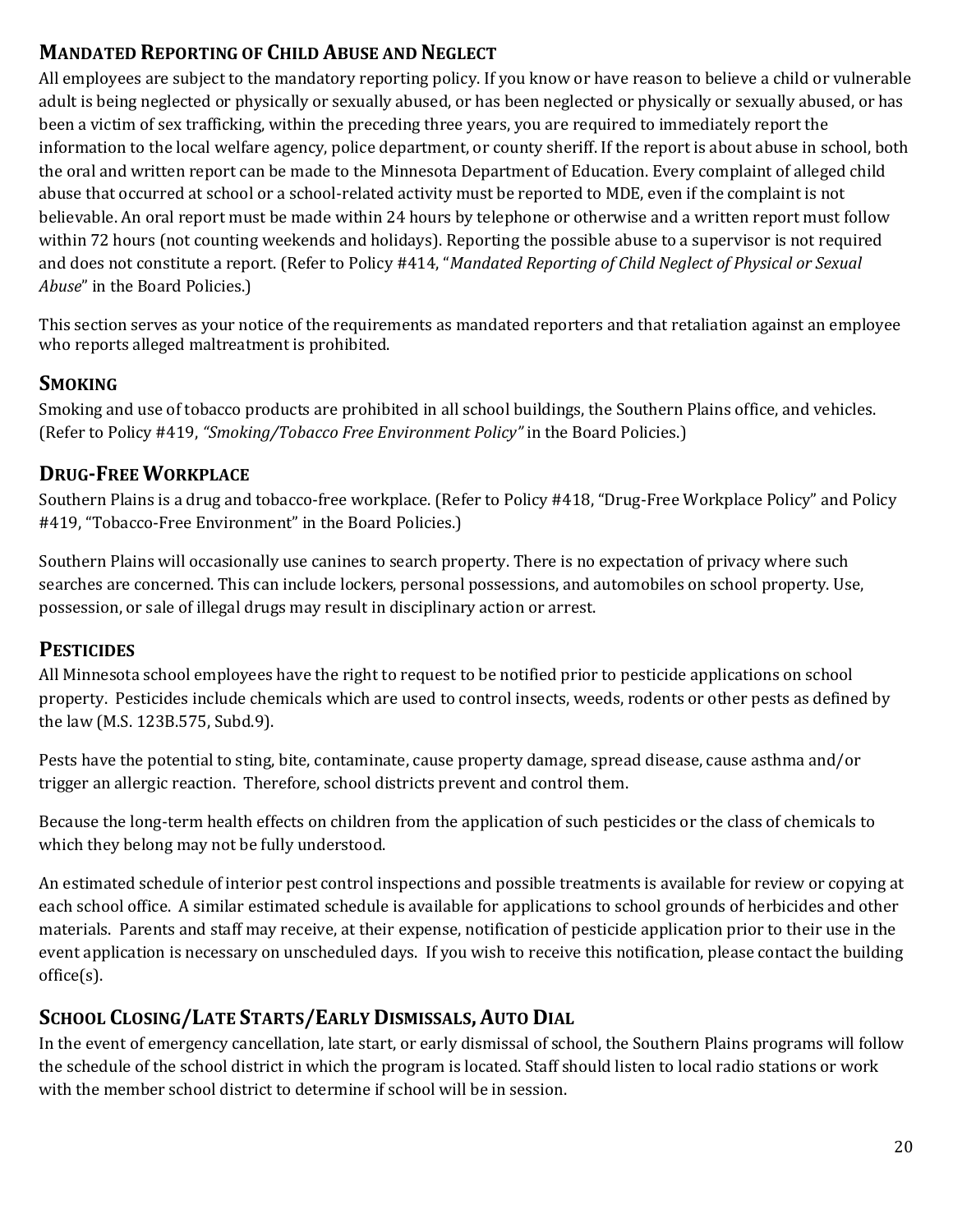## Mandated Reporting of Child Abuse and Neglect

All employees are subject to the mandatory reporting policy. If you know or have reason to believe a child or vulnerable adult is being neglected or physically or sexually abused, or has been neglected or physically or sexually abused, or has been a victim of sex trafficking, within the preceding three years, you are required to immediately report the information to the local welfare agency, police department, or county sheriff. If the report is about abuse in school, both the oral and written report can be made to the Minnesota Department of Education. Every complaint of alleged child abuse that occurred at school or a school-related activity must be reported to MDE, even if the complaint is not believable. An oral report must be made within 24 hours by telephone or otherwise and a written report must follow within 72 hours (not counting weekends and holidays). Reporting the possible abuse to a supervisor is not required and does not constitute a report. (Refer to Policy #414, "*Mandated Reporting of Child Neglect of Physical or Sexual Abuse*" in the Board Policies.)

This section serves as your notice of the requirements as mandated reporters and that retaliation against an employee who reports alleged maltreatment is prohibited.

## Smoking

Smoking and use of tobacco products are prohibited in all school buildings, the Southern Plains office, and vehicles. (Refer to Policy #419, *"Smoking/Tobacco Free Environment Policy"* in the Board Policies.)

## Drug-Free Workplace

Southern Plains is a drug and tobacco-free workplace. (Refer to Policy #418, "Drug-Free Workplace Policy" and Policy #419, "Tobacco-Free Environment" in the Board Policies.)

Southern Plains will occasionally use canines to search property. There is no expectation of privacy where such searches are concerned. This can include lockers, personal possessions, and automobiles on school property. Use, possession, or sale of illegal drugs may result in disciplinary action or arrest.

## Pesticides

All Minnesota school employees have the right to request to be notified prior to pesticide applications on school property. Pesticides include chemicals which are used to control insects, weeds, rodents or other pests as defined by the law (M.S. 123B.575, Subd.9).

Pests have the potential to sting, bite, contaminate, cause property damage, spread disease, cause asthma and/or trigger an allergic reaction. Therefore, school districts prevent and control them.

Because the long-term health effects on children from the application of such pesticides or the class of chemicals to which they belong may not be fully understood.

An estimated schedule of interior pest control inspections and possible treatments is available for review or copying at each school office. A similar estimated schedule is available for applications to school grounds of herbicides and other materials. Parents and staff may receive, at their expense, notification of pesticide application prior to their use in the event application is necessary on unscheduled days. If you wish to receive this notification, please contact the building office(s).

## School Closing/Late Starts/Early Dismissals, Auto Dial

In the event of emergency cancellation, late start, or early dismissal of school, the Southern Plains programs will follow the schedule of the school district in which the program is located. Staff should listen to local radio stations or work with the member school district to determine if school will be in session.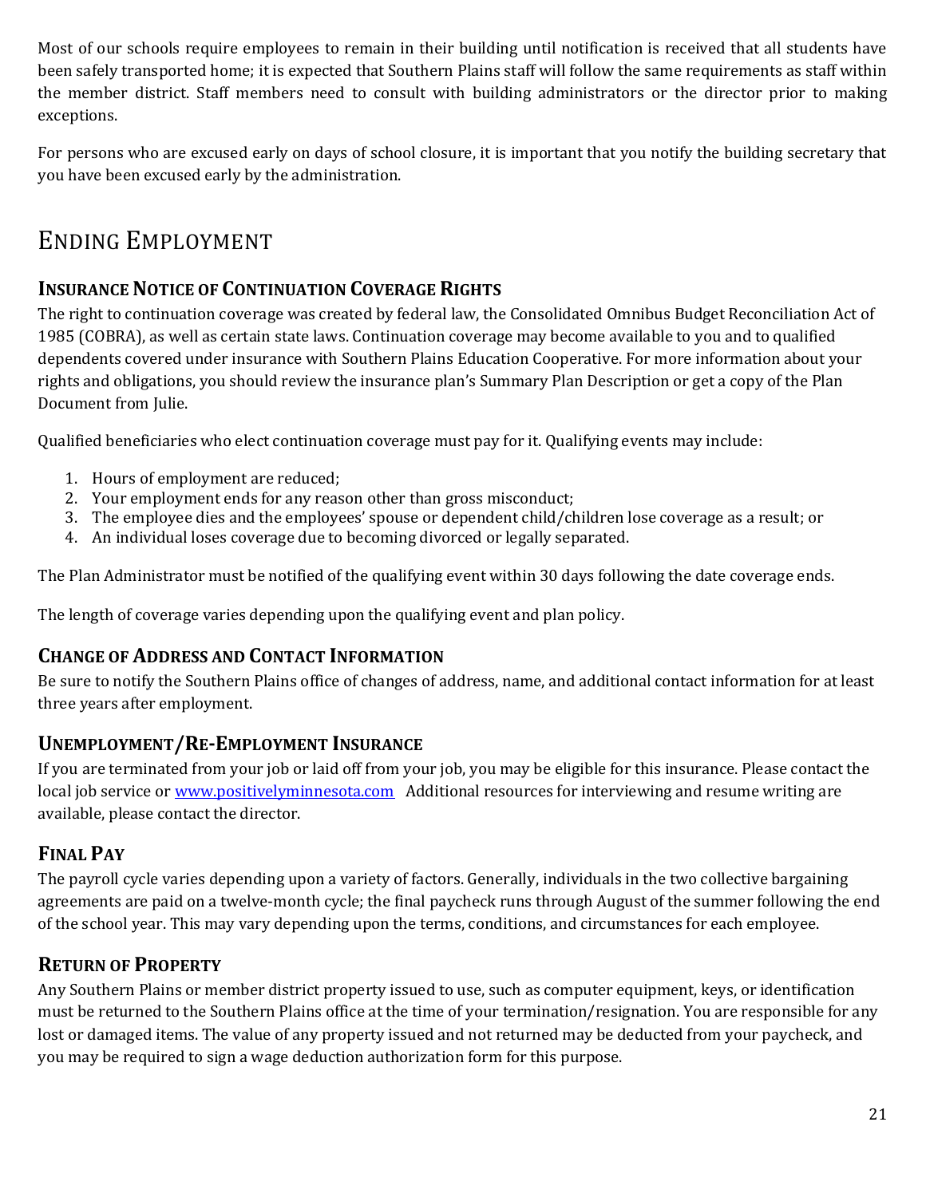Most of our schools require employees to remain in their building until notification is received that all students have been safely transported home; it is expected that Southern Plains staff will follow the same requirements as staff within the member district. Staff members need to consult with building administrators or the director prior to making exceptions.

For persons who are excused early on days of school closure, it is important that you notify the building secretary that you have been excused early by the administration.

# Ending Employment

### Insurance Notice of Continuation Coverage Rights

The right to continuation coverage was created by federal law, the Consolidated Omnibus Budget Reconciliation Act of 1985 (COBRA), as well as certain state laws. Continuation coverage may become available to you and to qualified dependents covered under insurance with Southern Plains Education Cooperative. For more information about your rights and obligations, you should review the insurance plan's Summary Plan Description or get a copy of the Plan Document from Julie.

Qualified beneficiaries who elect continuation coverage must pay for it. Qualifying events may include:

1. Hours of employment are reduced;
2. Your employment ends for any reason other than gross misconduct;
3. The employee dies and the employees' spouse or dependent child/children lose coverage as a result; or
4. An individual loses coverage due to becoming divorced or legally separated.

The Plan Administrator must be notified of the qualifying event within 30 days following the date coverage ends.

The length of coverage varies depending upon the qualifying event and plan policy.

### Change of Address and Contact Information

Be sure to notify the Southern Plains office of changes of address, name, and additional contact information for at least three years after employment.

### Unemployment/Re-Employment Insurance

If you are terminated from your job or laid off from your job, you may be eligible for this insurance. Please contact the local job service or www.positivelyminnesota.com Additional resources for interviewing and resume writing are available, please contact the director.

### Final Pay

The payroll cycle varies depending upon a variety of factors. Generally, individuals in the two collective bargaining agreements are paid on a twelve-month cycle; the final paycheck runs through August of the summer following the end of the school year. This may vary depending upon the terms, conditions, and circumstances for each employee.

### Return of Property

Any Southern Plains or member district property issued to use, such as computer equipment, keys, or identification must be returned to the Southern Plains office at the time of your termination/resignation. You are responsible for any lost or damaged items. The value of any property issued and not returned may be deducted from your paycheck, and you may be required to sign a wage deduction authorization form for this purpose.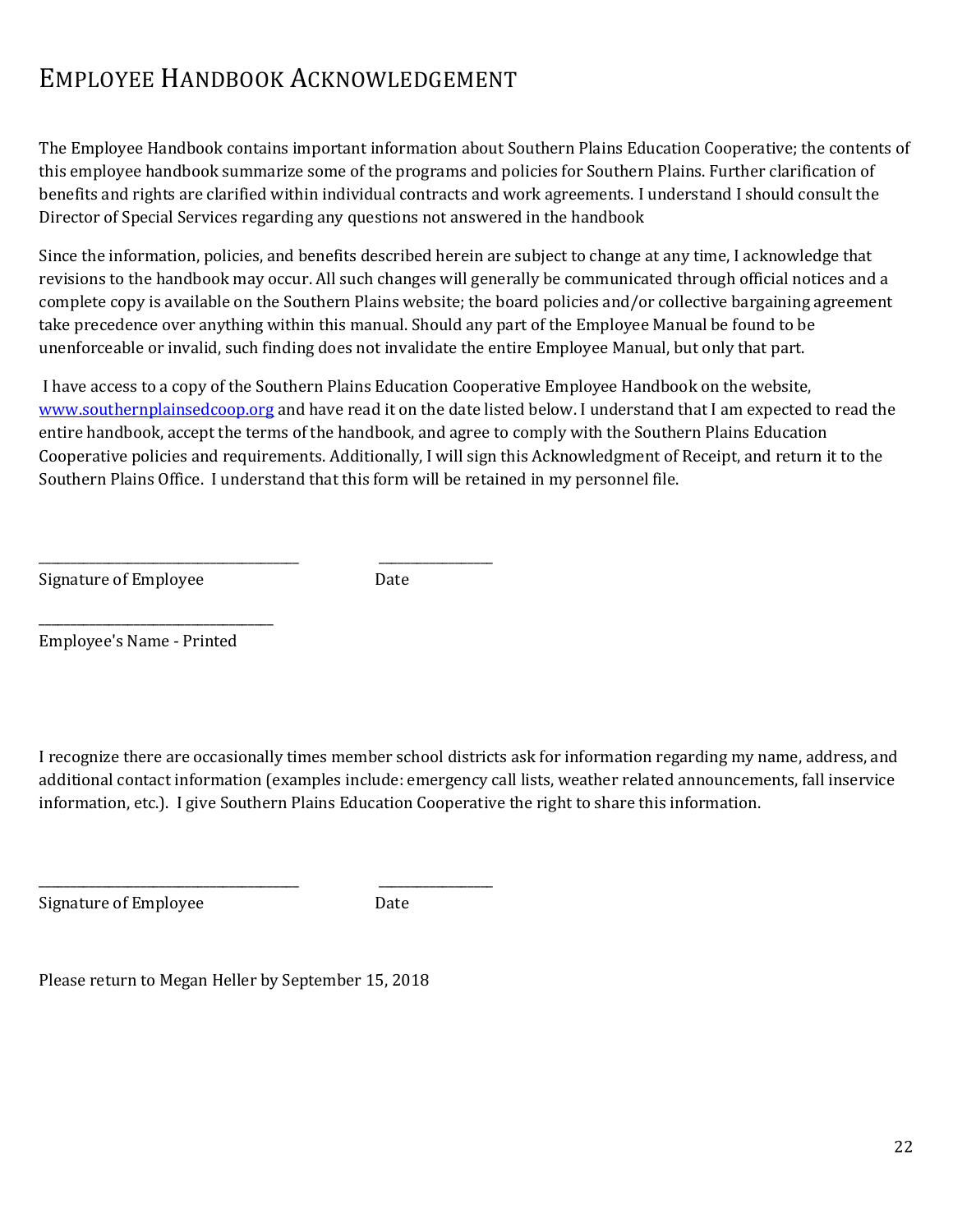# Employee Handbook Acknowledgement

The Employee Handbook contains important information about Southern Plains Education Cooperative; the contents of this employee handbook summarize some of the programs and policies for Southern Plains. Further clarification of benefits and rights are clarified within individual contracts and work agreements. I understand I should consult the Director of Special Services regarding any questions not answered in the handbook

Since the information, policies, and benefits described herein are subject to change at any time, I acknowledge that revisions to the handbook may occur. All such changes will generally be communicated through official notices and a complete copy is available on the Southern Plains website; the board policies and/or collective bargaining agreement take precedence over anything within this manual. Should any part of the Employee Manual be found to be unenforceable or invalid, such finding does not invalidate the entire Employee Manual, but only that part.

I have access to a copy of the Southern Plains Education Cooperative Employee Handbook on the website, [www.southernplainsedcoop.org](http://www.southernplainsedcoop.org) and have read it on the date listed below. I understand that I am expected to read the entire handbook, accept the terms of the handbook, and agree to comply with the Southern Plains Education Cooperative policies and requirements. Additionally, I will sign this Acknowledgment of Receipt, and return it to the Southern Plains Office. I understand that this form will be retained in my personnel file.

_____________________________________ _______________

Signature of Employee Date

_________________________________

Employee's Name - Printed

I recognize there are occasionally times member school districts ask for information regarding my name, address, and additional contact information (examples include: emergency call lists, weather related announcements, fall inservice information, etc.). I give Southern Plains Education Cooperative the right to share this information.

_____________________________________ _______________

Signature of Employee Date

Please return to Megan Heller by September 15, 2018